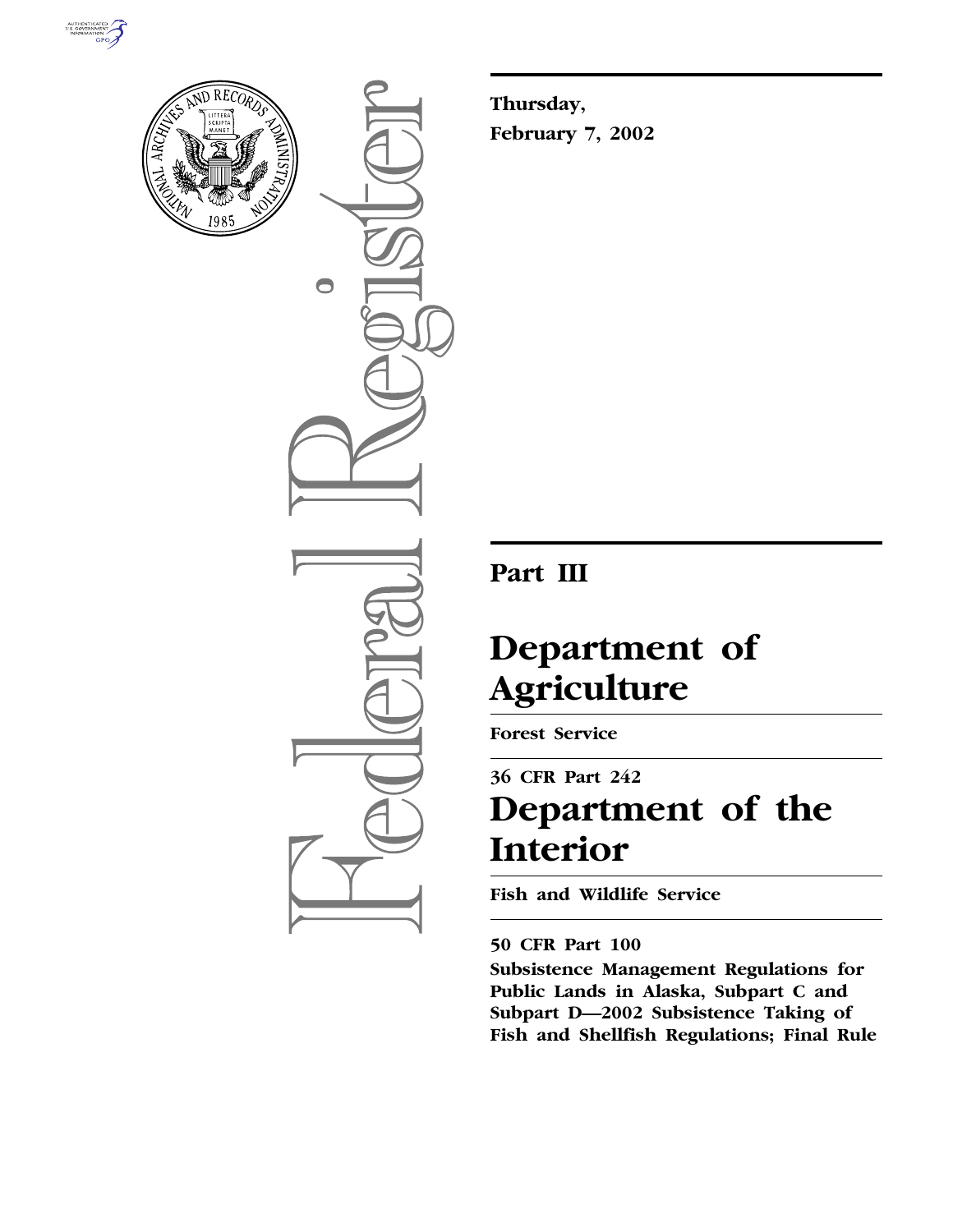**Thursday,**
**February 7, 2002**

## Part III

# Department of Agriculture

**Forest Service**

**36 CFR Part 242**

# Department of the Interior

**Fish and Wildlife Service**

**50 CFR Part 100**

**Subsistence Management Regulations for Public Lands in Alaska, Subpart C and Subpart D—2002 Subsistence Taking of Fish and Shellfish Regulations; Final Rule**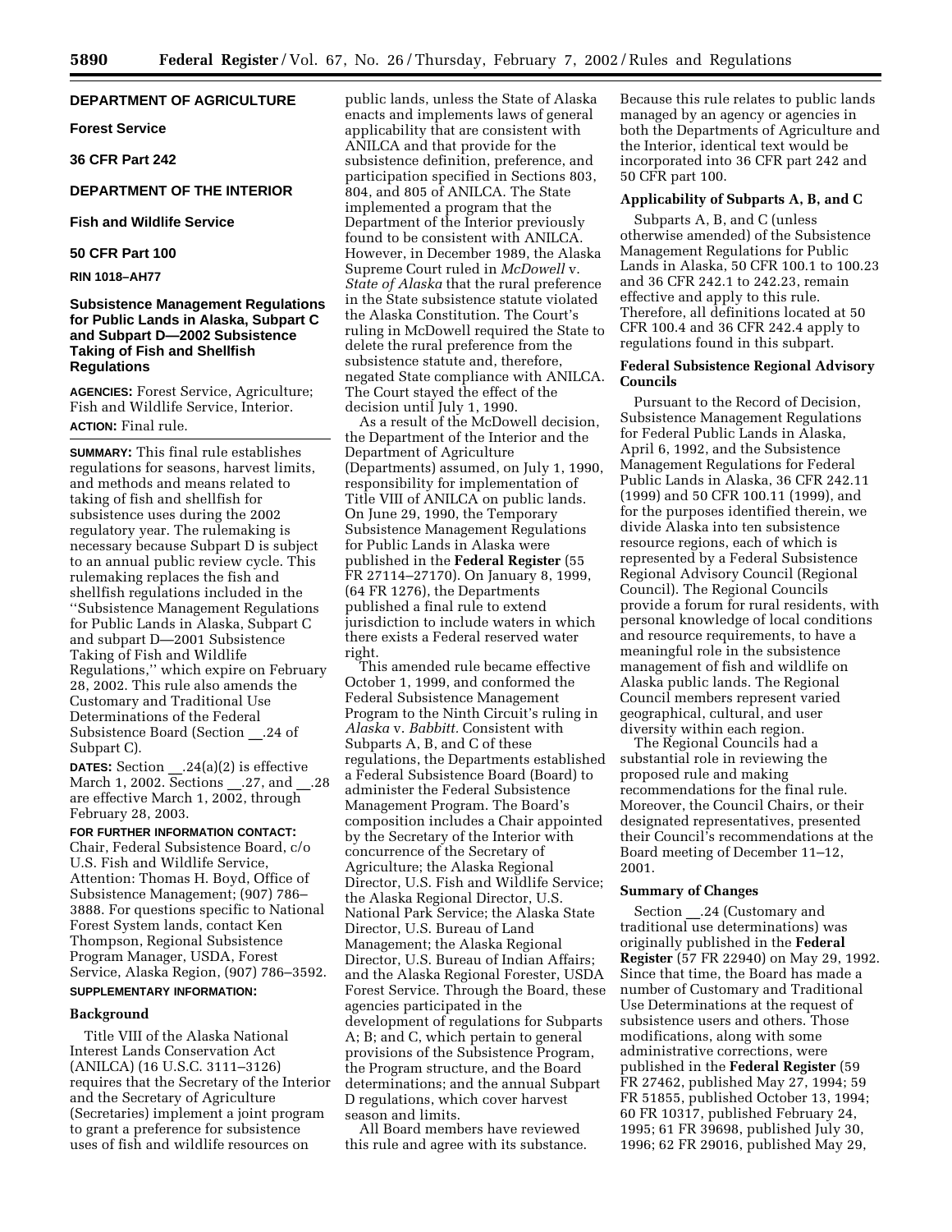## DEPARTMENT OF AGRICULTURE

### Forest Service

### 36 CFR Part 242

## DEPARTMENT OF THE INTERIOR

### Fish and Wildlife Service

### 50 CFR Part 100

**RIN 1018–AH77**

### Subsistence Management Regulations for Public Lands in Alaska, Subpart C and Subpart D—2002 Subsistence Taking of Fish and Shellfish Regulations

**AGENCIES:** Forest Service, Agriculture; Fish and Wildlife Service, Interior.

**ACTION:** Final rule.

**SUMMARY:** This final rule establishes regulations for seasons, harvest limits, and methods and means related to taking of fish and shellfish for subsistence uses during the 2002 regulatory year. The rulemaking is necessary because Subpart D is subject to an annual public review cycle. This rulemaking replaces the fish and shellfish regulations included in the ''Subsistence Management Regulations for Public Lands in Alaska, Subpart C and subpart D—2001 Subsistence Taking of Fish and Wildlife Regulations,'' which expire on February 28, 2002. This rule also amends the Customary and Traditional Use Determinations of the Federal Subsistence Board (Section __.24 of Subpart C).

**DATES:** Section __.24(a)(2) is effective March 1, 2002. Sections __.27, and __.28 are effective March 1, 2002, through February 28, 2003.

**FOR FURTHER INFORMATION CONTACT:** Chair, Federal Subsistence Board, c/o U.S. Fish and Wildlife Service, Attention: Thomas H. Boyd, Office of Subsistence Management; (907) 786–3888. For questions specific to National Forest System lands, contact Ken Thompson, Regional Subsistence Program Manager, USDA, Forest Service, Alaska Region, (907) 786–3592.

**SUPPLEMENTARY INFORMATION:**

**Background**

Title VIII of the Alaska National Interest Lands Conservation Act (ANILCA) (16 U.S.C. 3111–3126) requires that the Secretary of the Interior and the Secretary of Agriculture (Secretaries) implement a joint program to grant a preference for subsistence uses of fish and wildlife resources on public lands, unless the State of Alaska enacts and implements laws of general applicability that are consistent with ANILCA and that provide for the subsistence definition, preference, and participation specified in Sections 803, 804, and 805 of ANILCA. The State implemented a program that the Department of the Interior previously found to be consistent with ANILCA. However, in December 1989, the Alaska Supreme Court ruled in *McDowell* v. *State of Alaska* that the rural preference in the State subsistence statute violated the Alaska Constitution. The Court's ruling in McDowell required the State to delete the rural preference from the subsistence statute and, therefore, negated State compliance with ANILCA. The Court stayed the effect of the decision until July 1, 1990.

As a result of the McDowell decision, the Department of the Interior and the Department of Agriculture (Departments) assumed, on July 1, 1990, responsibility for implementation of Title VIII of ANILCA on public lands. On June 29, 1990, the Temporary Subsistence Management Regulations for Public Lands in Alaska were published in the **Federal Register** (55 FR 27114–27170). On January 8, 1999, (64 FR 1276), the Departments published a final rule to extend jurisdiction to include waters in which there exists a Federal reserved water right.

This amended rule became effective October 1, 1999, and conformed the Federal Subsistence Management Program to the Ninth Circuit's ruling in *Alaska* v. *Babbitt.* Consistent with Subparts A, B, and C of these regulations, the Departments established a Federal Subsistence Board (Board) to administer the Federal Subsistence Management Program. The Board's composition includes a Chair appointed by the Secretary of the Interior with concurrence of the Secretary of Agriculture; the Alaska Regional Director, U.S. Fish and Wildlife Service; the Alaska Regional Director, U.S. National Park Service; the Alaska State Director, U.S. Bureau of Land Management; the Alaska Regional Director, U.S. Bureau of Indian Affairs; and the Alaska Regional Forester, USDA Forest Service. Through the Board, these agencies participated in the development of regulations for Subparts A; B; and C, which pertain to general provisions of the Subsistence Program, the Program structure, and the Board determinations; and the annual Subpart D regulations, which cover harvest season and limits.

All Board members have reviewed this rule and agree with its substance. Because this rule relates to public lands managed by an agency or agencies in both the Departments of Agriculture and the Interior, identical text would be incorporated into 36 CFR part 242 and 50 CFR part 100.

**Applicability of Subparts A, B, and C**

Subparts A, B, and C (unless otherwise amended) of the Subsistence Management Regulations for Public Lands in Alaska, 50 CFR 100.1 to 100.23 and 36 CFR 242.1 to 242.23, remain effective and apply to this rule. Therefore, all definitions located at 50 CFR 100.4 and 36 CFR 242.4 apply to regulations found in this subpart.

**Federal Subsistence Regional Advisory Councils**

Pursuant to the Record of Decision, Subsistence Management Regulations for Federal Public Lands in Alaska, April 6, 1992, and the Subsistence Management Regulations for Federal Public Lands in Alaska, 36 CFR 242.11 (1999) and 50 CFR 100.11 (1999), and for the purposes identified therein, we divide Alaska into ten subsistence resource regions, each of which is represented by a Federal Subsistence Regional Advisory Council (Regional Council). The Regional Councils provide a forum for rural residents, with personal knowledge of local conditions and resource requirements, to have a meaningful role in the subsistence management of fish and wildlife on Alaska public lands. The Regional Council members represent varied geographical, cultural, and user diversity within each region.

The Regional Councils had a substantial role in reviewing the proposed rule and making recommendations for the final rule. Moreover, the Council Chairs, or their designated representatives, presented their Council's recommendations at the Board meeting of December 11–12, 2001.

**Summary of Changes**

Section __.24 (Customary and traditional use determinations) was originally published in the **Federal Register** (57 FR 22940) on May 29, 1992. Since that time, the Board has made a number of Customary and Traditional Use Determinations at the request of subsistence users and others. Those modifications, along with some administrative corrections, were published in the **Federal Register** (59 FR 27462, published May 27, 1994; 59 FR 51855, published October 13, 1994; 60 FR 10317, published February 24, 1995; 61 FR 39698, published July 30, 1996; 62 FR 29016, published May 29,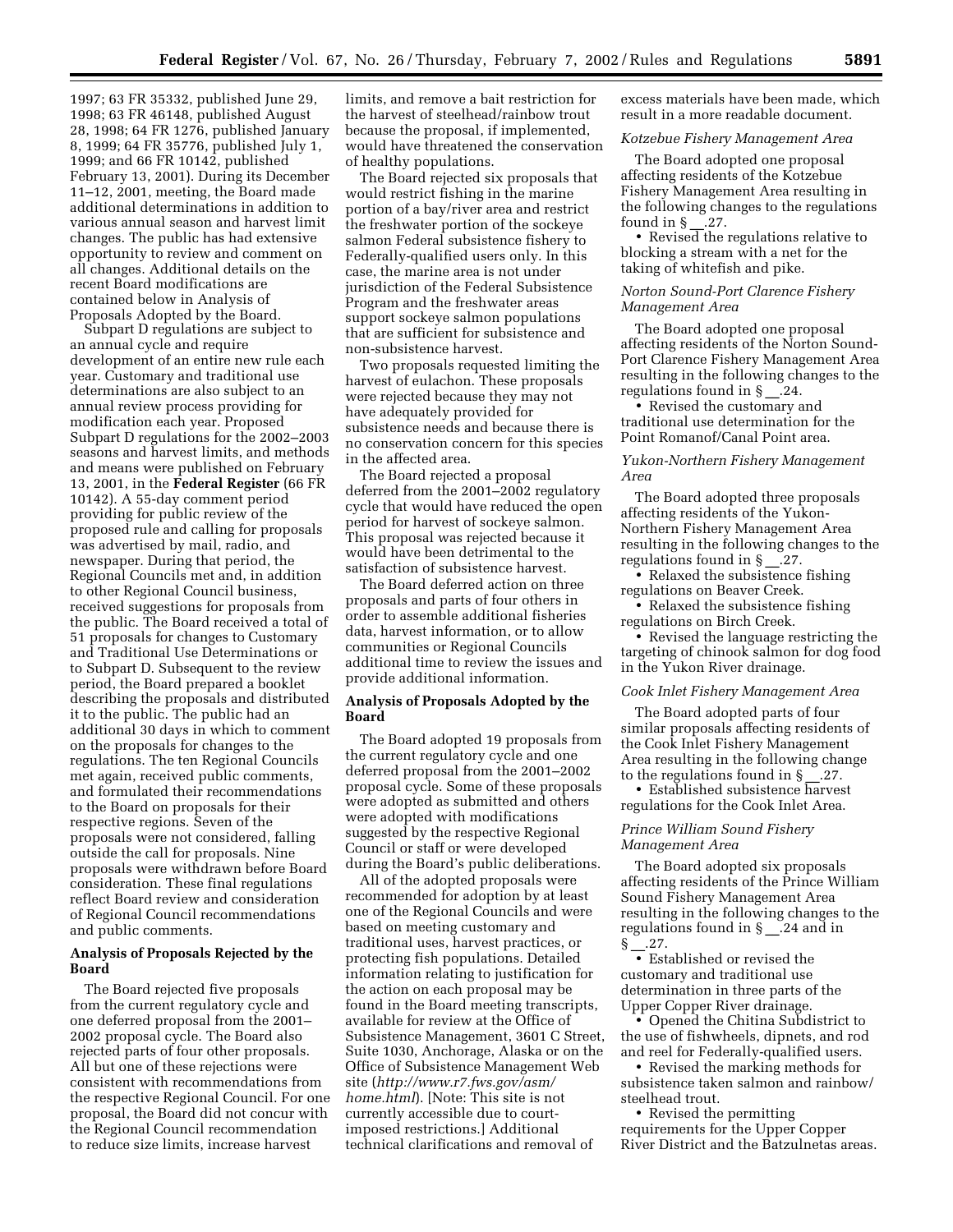1997; 63 FR 35332, published June 29, 1998; 63 FR 46148, published August 28, 1998; 64 FR 1276, published January 8, 1999; 64 FR 35776, published July 1, 1999; and 66 FR 10142, published February 13, 2001). During its December 11–12, 2001, meeting, the Board made additional determinations in addition to various annual season and harvest limit changes. The public has had extensive opportunity to review and comment on all changes. Additional details on the recent Board modifications are contained below in Analysis of Proposals Adopted by the Board.

Subpart D regulations are subject to an annual cycle and require development of an entire new rule each year. Customary and traditional use determinations are also subject to an annual review process providing for modification each year. Proposed Subpart D regulations for the 2002–2003 seasons and harvest limits, and methods and means were published on February 13, 2001, in the **Federal Register** (66 FR 10142). A 55-day comment period providing for public review of the proposed rule and calling for proposals was advertised by mail, radio, and newspaper. During that period, the Regional Councils met and, in addition to other Regional Council business, received suggestions for proposals from the public. The Board received a total of 51 proposals for changes to Customary and Traditional Use Determinations or to Subpart D. Subsequent to the review period, the Board prepared a booklet describing the proposals and distributed it to the public. The public had an additional 30 days in which to comment on the proposals for changes to the regulations. The ten Regional Councils met again, received public comments, and formulated their recommendations to the Board on proposals for their respective regions. Seven of the proposals were not considered, falling outside the call for proposals. Nine proposals were withdrawn before Board consideration. These final regulations reflect Board review and consideration of Regional Council recommendations and public comments.

**Analysis of Proposals Rejected by the Board**

The Board rejected five proposals from the current regulatory cycle and one deferred proposal from the 2001–2002 proposal cycle. The Board also rejected parts of four other proposals. All but one of these rejections were consistent with recommendations from the respective Regional Council. For one proposal, the Board did not concur with the Regional Council recommendation to reduce size limits, increase harvest limits, and remove a bait restriction for the harvest of steelhead/rainbow trout because the proposal, if implemented, would have threatened the conservation of healthy populations.

The Board rejected six proposals that would restrict fishing in the marine portion of a bay/river area and restrict the freshwater portion of the sockeye salmon Federal subsistence fishery to Federally-qualified users only. In this case, the marine area is not under jurisdiction of the Federal Subsistence Program and the freshwater areas support sockeye salmon populations that are sufficient for subsistence and non-subsistence harvest.

Two proposals requested limiting the harvest of eulachon. These proposals were rejected because they may not have adequately provided for subsistence needs and because there is no conservation concern for this species in the affected area.

The Board rejected a proposal deferred from the 2001–2002 regulatory cycle that would have reduced the open period for harvest of sockeye salmon. This proposal was rejected because it would have been detrimental to the satisfaction of subsistence harvest.

The Board deferred action on three proposals and parts of four others in order to assemble additional fisheries data, harvest information, or to allow communities or Regional Councils additional time to review the issues and provide additional information.

**Analysis of Proposals Adopted by the Board**

The Board adopted 19 proposals from the current regulatory cycle and one deferred proposal from the 2001–2002 proposal cycle. Some of these proposals were adopted as submitted and others were adopted with modifications suggested by the respective Regional Council or staff or were developed during the Board's public deliberations.

All of the adopted proposals were recommended for adoption by at least one of the Regional Councils and were based on meeting customary and traditional uses, harvest practices, or protecting fish populations. Detailed information relating to justification for the action on each proposal may be found in the Board meeting transcripts, available for review at the Office of Subsistence Management, 3601 C Street, Suite 1030, Anchorage, Alaska or on the Office of Subsistence Management Web site (*http://www.r7.fws.gov/asm/home.html*). [Note: This site is not currently accessible due to court-imposed restrictions.] Additional technical clarifications and removal of excess materials have been made, which result in a more readable document.

*Kotzebue Fishery Management Area*

The Board adopted one proposal affecting residents of the Kotzebue Fishery Management Area resulting in the following changes to the regulations found in § __.27.

- Revised the regulations relative to blocking a stream with a net for the taking of whitefish and pike.

*Norton Sound-Port Clarence Fishery Management Area*

The Board adopted one proposal affecting residents of the Norton Sound-Port Clarence Fishery Management Area resulting in the following changes to the regulations found in § __.24.

- Revised the customary and traditional use determination for the Point Romanof/Canal Point area.

*Yukon-Northern Fishery Management Area*

The Board adopted three proposals affecting residents of the Yukon-Northern Fishery Management Area resulting in the following changes to the regulations found in § __.27.

- Relaxed the subsistence fishing regulations on Beaver Creek.
- Relaxed the subsistence fishing regulations on Birch Creek.
- Revised the language restricting the targeting of chinook salmon for dog food in the Yukon River drainage.

*Cook Inlet Fishery Management Area*

The Board adopted parts of four similar proposals affecting residents of the Cook Inlet Fishery Management Area resulting in the following change to the regulations found in § __.27.

- Established subsistence harvest regulations for the Cook Inlet Area.

*Prince William Sound Fishery Management Area*

The Board adopted six proposals affecting residents of the Prince William Sound Fishery Management Area resulting in the following changes to the regulations found in § __.24 and in § __.27.

- Established or revised the customary and traditional use determination in three parts of the Upper Copper River drainage.
- Opened the Chitina Subdistrict to the use of fishwheels, dipnets, and rod and reel for Federally-qualified users.
- Revised the marking methods for subsistence taken salmon and rainbow/steelhead trout.
- Revised the permitting requirements for the Upper Copper River District and the Batzulnetas areas.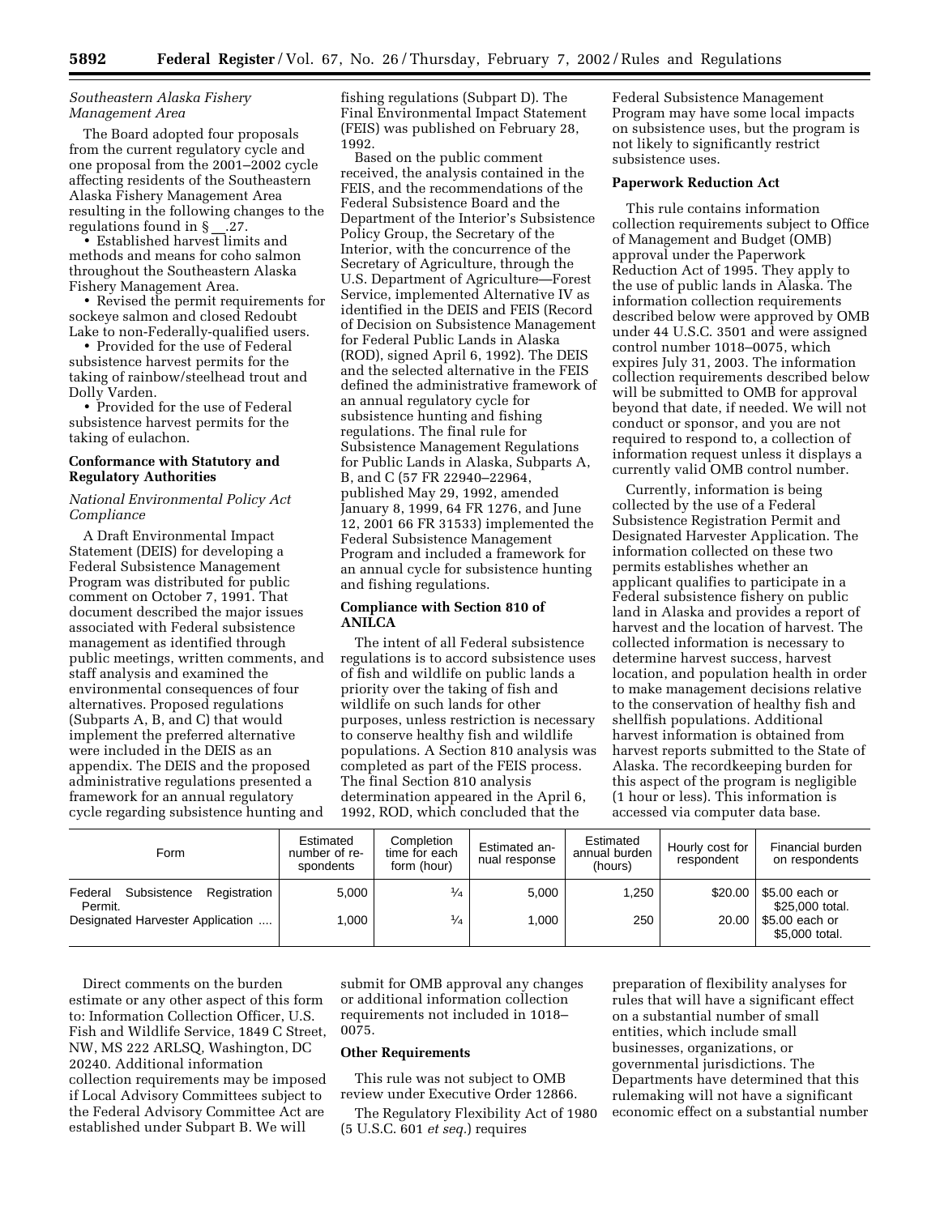*Southeastern Alaska Fishery Management Area*

The Board adopted four proposals from the current regulatory cycle and one proposal from the 2001–2002 cycle affecting residents of the Southeastern Alaska Fishery Management Area resulting in the following changes to the regulations found in § __.27.

- Established harvest limits and methods and means for coho salmon throughout the Southeastern Alaska Fishery Management Area.
- Revised the permit requirements for sockeye salmon and closed Redoubt Lake to non-Federally-qualified users.
- Provided for the use of Federal subsistence harvest permits for the taking of rainbow/steelhead trout and Dolly Varden.
- Provided for the use of Federal subsistence harvest permits for the taking of eulachon.

**Conformance with Statutory and Regulatory Authorities**

*National Environmental Policy Act Compliance*

A Draft Environmental Impact Statement (DEIS) for developing a Federal Subsistence Management Program was distributed for public comment on October 7, 1991. That document described the major issues associated with Federal subsistence management as identified through public meetings, written comments, and staff analysis and examined the environmental consequences of four alternatives. Proposed regulations (Subparts A, B, and C) that would implement the preferred alternative were included in the DEIS as an appendix. The DEIS and the proposed administrative regulations presented a framework for an annual regulatory cycle regarding subsistence hunting and fishing regulations (Subpart D). The Final Environmental Impact Statement (FEIS) was published on February 28, 1992.

Based on the public comment received, the analysis contained in the FEIS, and the recommendations of the Federal Subsistence Board and the Department of the Interior's Subsistence Policy Group, the Secretary of the Interior, with the concurrence of the Secretary of Agriculture, through the U.S. Department of Agriculture—Forest Service, implemented Alternative IV as identified in the DEIS and FEIS (Record of Decision on Subsistence Management for Federal Public Lands in Alaska (ROD), signed April 6, 1992). The DEIS and the selected alternative in the FEIS defined the administrative framework of an annual regulatory cycle for subsistence hunting and fishing regulations. The final rule for Subsistence Management Regulations for Public Lands in Alaska, Subparts A, B, and C (57 FR 22940–22964, published May 29, 1992, amended January 8, 1999, 64 FR 1276, and June 12, 2001 66 FR 31533) implemented the Federal Subsistence Management Program and included a framework for an annual cycle for subsistence hunting and fishing regulations.

**Compliance with Section 810 of ANILCA**

The intent of all Federal subsistence regulations is to accord subsistence uses of fish and wildlife on public lands a priority over the taking of fish and wildlife on such lands for other purposes, unless restriction is necessary to conserve healthy fish and wildlife populations. A Section 810 analysis was completed as part of the FEIS process. The final Section 810 analysis determination appeared in the April 6, 1992, ROD, which concluded that the Federal Subsistence Management Program may have some local impacts on subsistence uses, but the program is not likely to significantly restrict subsistence uses.

**Paperwork Reduction Act**

This rule contains information collection requirements subject to Office of Management and Budget (OMB) approval under the Paperwork Reduction Act of 1995. They apply to the use of public lands in Alaska. The information collection requirements described below were approved by OMB under 44 U.S.C. 3501 and were assigned control number 1018–0075, which expires July 31, 2003. The information collection requirements described below will be submitted to OMB for approval beyond that date, if needed. We will not conduct or sponsor, and you are not required to respond to, a collection of information request unless it displays a currently valid OMB control number.

Currently, information is being collected by the use of a Federal Subsistence Registration Permit and Designated Harvester Application. The information collected on these two permits establishes whether an applicant qualifies to participate in a Federal subsistence fishery on public land in Alaska and provides a report of harvest and the location of harvest. The collected information is necessary to determine harvest success, harvest location, and population health in order to make management decisions relative to the conservation of healthy fish and shellfish populations. Additional harvest information is obtained from harvest reports submitted to the State of Alaska. The recordkeeping burden for this aspect of the program is negligible (1 hour or less). This information is accessed via computer data base.

| Form | Estimated number of respondents | Completion time for each form (hour) | Estimated annual response | Estimated annual burden (hours) | Hourly cost for respondent | Financial burden on respondents |
|---|---|---|---|---|---|---|
| Federal Subsistence Registration Permit. | 5,000 | ¼ | 5,000 | 1,250 | $20.00 | $5.00 each or $25,000 total. |
| Designated Harvester Application .... | 1,000 | ¼ | 1,000 | 250 | 20.00 | $5.00 each or $5,000 total. |

Direct comments on the burden estimate or any other aspect of this form to: Information Collection Officer, U.S. Fish and Wildlife Service, 1849 C Street, NW, MS 222 ARLSQ, Washington, DC 20240. Additional information collection requirements may be imposed if Local Advisory Committees subject to the Federal Advisory Committee Act are established under Subpart B. We will submit for OMB approval any changes or additional information collection requirements not included in 1018–0075.

**Other Requirements**

This rule was not subject to OMB review under Executive Order 12866.

The Regulatory Flexibility Act of 1980 (5 U.S.C. 601 *et seq.*) requires preparation of flexibility analyses for rules that will have a significant effect on a substantial number of small entities, which include small businesses, organizations, or governmental jurisdictions. The Departments have determined that this rulemaking will not have a significant economic effect on a substantial number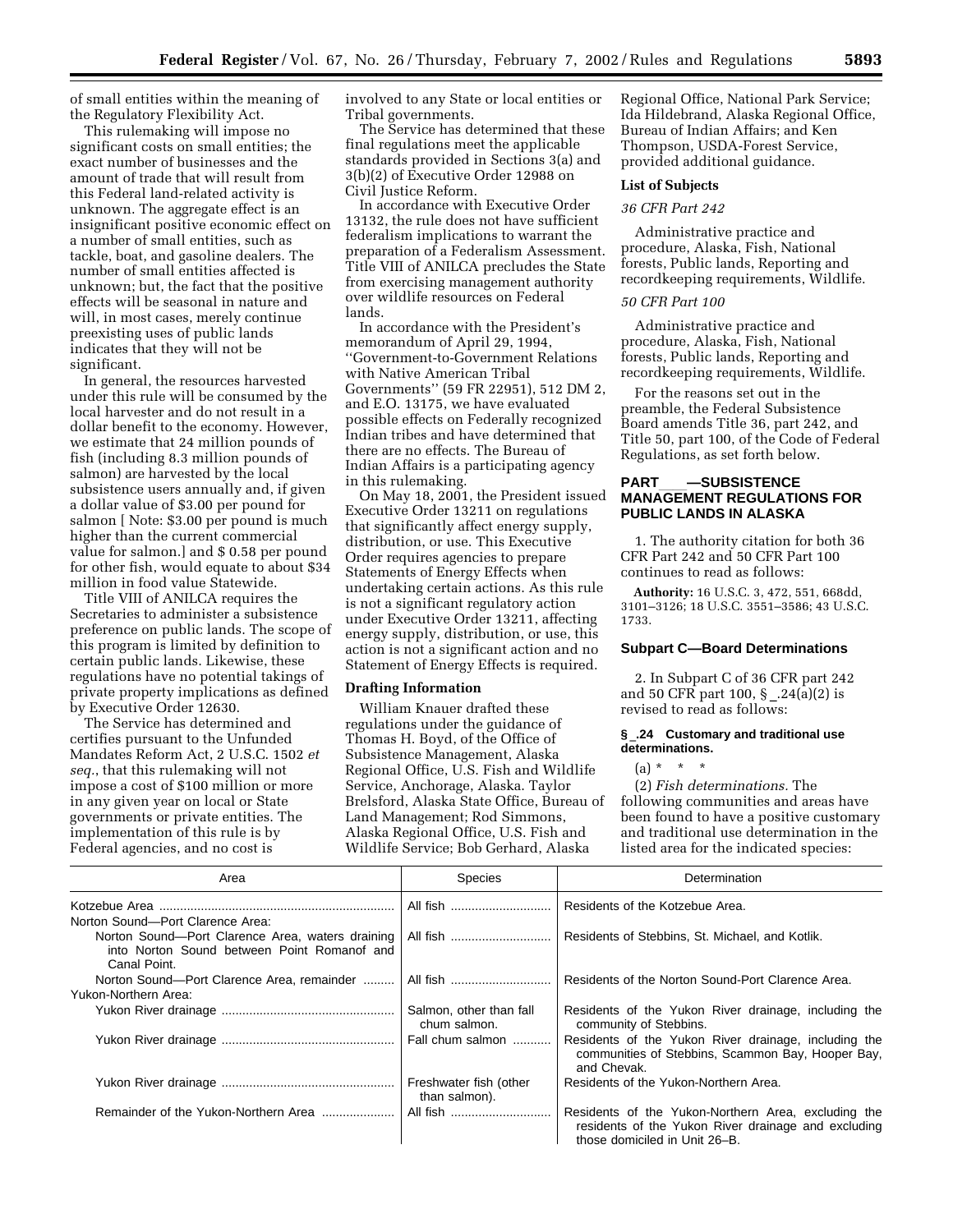of small entities within the meaning of the Regulatory Flexibility Act.

This rulemaking will impose no significant costs on small entities; the exact number of businesses and the amount of trade that will result from this Federal land-related activity is unknown. The aggregate effect is an insignificant positive economic effect on a number of small entities, such as tackle, boat, and gasoline dealers. The number of small entities affected is unknown; but, the fact that the positive effects will be seasonal in nature and will, in most cases, merely continue preexisting uses of public lands indicates that they will not be significant.

In general, the resources harvested under this rule will be consumed by the local harvester and do not result in a dollar benefit to the economy. However, we estimate that 24 million pounds of fish (including 8.3 million pounds of salmon) are harvested by the local subsistence users annually and, if given a dollar value of $3.00 per pound for salmon [ Note: $3.00 per pound is much higher than the current commercial value for salmon.] and $ 0.58 per pound for other fish, would equate to about $34 million in food value Statewide.

Title VIII of ANILCA requires the Secretaries to administer a subsistence preference on public lands. The scope of this program is limited by definition to certain public lands. Likewise, these regulations have no potential takings of private property implications as defined by Executive Order 12630.

The Service has determined and certifies pursuant to the Unfunded Mandates Reform Act, 2 U.S.C. 1502 *et seq.*, that this rulemaking will not impose a cost of $100 million or more in any given year on local or State governments or private entities. The implementation of this rule is by Federal agencies, and no cost is involved to any State or local entities or Tribal governments.

The Service has determined that these final regulations meet the applicable standards provided in Sections 3(a) and 3(b)(2) of Executive Order 12988 on Civil Justice Reform.

In accordance with Executive Order 13132, the rule does not have sufficient federalism implications to warrant the preparation of a Federalism Assessment. Title VIII of ANILCA precludes the State from exercising management authority over wildlife resources on Federal lands.

In accordance with the President's memorandum of April 29, 1994, "Government-to-Government Relations with Native American Tribal Governments" (59 FR 22951), 512 DM 2, and E.O. 13175, we have evaluated possible effects on Federally recognized Indian tribes and have determined that there are no effects. The Bureau of Indian Affairs is a participating agency in this rulemaking.

On May 18, 2001, the President issued Executive Order 13211 on regulations that significantly affect energy supply, distribution, or use. This Executive Order requires agencies to prepare Statements of Energy Effects when undertaking certain actions. As this rule is not a significant regulatory action under Executive Order 13211, affecting energy supply, distribution, or use, this action is not a significant action and no Statement of Energy Effects is required.

**Drafting Information**

William Knauer drafted these regulations under the guidance of Thomas H. Boyd, of the Office of Subsistence Management, Alaska Regional Office, U.S. Fish and Wildlife Service, Anchorage, Alaska. Taylor Brelsford, Alaska State Office, Bureau of Land Management; Rod Simmons, Alaska Regional Office, U.S. Fish and Wildlife Service; Bob Gerhard, Alaska Regional Office, National Park Service; Ida Hildebrand, Alaska Regional Office, Bureau of Indian Affairs; and Ken Thompson, USDA-Forest Service, provided additional guidance.

**List of Subjects**

*36 CFR Part 242*

Administrative practice and procedure, Alaska, Fish, National forests, Public lands, Reporting and recordkeeping requirements, Wildlife.

*50 CFR Part 100*

Administrative practice and procedure, Alaska, Fish, National forests, Public lands, Reporting and recordkeeping requirements, Wildlife.

For the reasons set out in the preamble, the Federal Subsistence Board amends Title 36, part 242, and Title 50, part 100, of the Code of Federal Regulations, as set forth below.

## PART___—SUBSISTENCE MANAGEMENT REGULATIONS FOR PUBLIC LANDS IN ALASKA

1. The authority citation for both 36 CFR Part 242 and 50 CFR Part 100 continues to read as follows:

**Authority:** 16 U.S.C. 3, 472, 551, 668dd, 3101–3126; 18 U.S.C. 3551–3586; 43 U.S.C. 1733.

### Subpart C—Board Determinations

2. In Subpart C of 36 CFR part 242 and 50 CFR part 100, § _.24(a)(2) is revised to read as follows:

#### § _.24 Customary and traditional use determinations.

(a) * * *

(2) *Fish determinations.* The following communities and areas have been found to have a positive customary and traditional use determination in the listed area for the indicated species:

| Area | Species | Determination |
|---|---|---|
| Kotzebue Area | All fish | Residents of the Kotzebue Area. |
| Norton Sound—Port Clarence Area: | | |
| Norton Sound—Port Clarence Area, waters draining into Norton Sound between Point Romanof and Canal Point. | All fish | Residents of Stebbins, St. Michael, and Kotlik. |
| Norton Sound—Port Clarence Area, remainder | All fish | Residents of the Norton Sound-Port Clarence Area. |
| Yukon-Northern Area: | | |
| Yukon River drainage | Salmon, other than fall chum salmon. | Residents of the Yukon River drainage, including the community of Stebbins. |
| Yukon River drainage | Fall chum salmon | Residents of the Yukon River drainage, including the communities of Stebbins, Scammon Bay, Hooper Bay, and Chevak. |
| Yukon River drainage | Freshwater fish (other than salmon). | Residents of the Yukon-Northern Area. |
| Remainder of the Yukon-Northern Area | All fish | Residents of the Yukon-Northern Area, excluding the residents of the Yukon River drainage and excluding those domiciled in Unit 26–B. |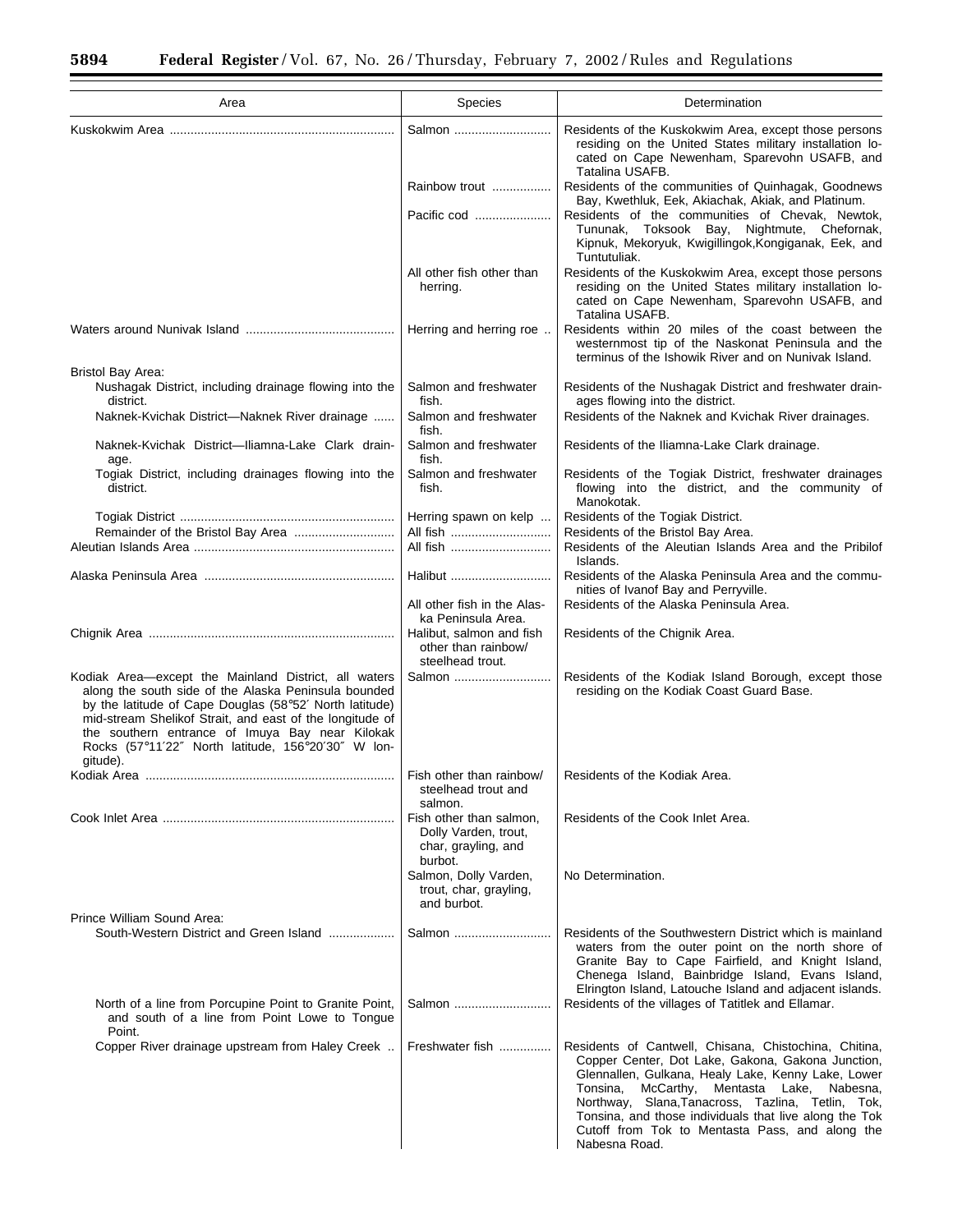| Area | Species | Determination |
|---|---|---|
| Kuskokwim Area | Salmon | Residents of the Kuskokwim Area, except those persons residing on the United States military installation located on Cape Newenham, Sparevohn USAFB, and Tatalina USAFB. |
| | Rainbow trout | Residents of the communities of Quinhagak, Goodnews Bay, Kwethluk, Eek, Akiachak, Akiak, and Platinum. |
| | Pacific cod | Residents of the communities of Chevak, Newtok, Tununak, Toksook Bay, Nightmute, Chefornak, Kipnuk, Mekoryuk, Kwigillingok,Kongiganak, Eek, and Tuntutuliak. |
| | All other fish other than herring. | Residents of the Kuskokwim Area, except those persons residing on the United States military installation located on Cape Newenham, Sparevohn USAFB, and Tatalina USAFB. |
| Waters around Nunivak Island | Herring and herring roe | Residents within 20 miles of the coast between the westernmost tip of the Naskonat Peninsula and the terminus of the Ishowik River and on Nunivak Island. |
| Bristol Bay Area: | | |
| Nushagak District, including drainage flowing into the district. | Salmon and freshwater fish. | Residents of the Nushagak District and freshwater drainages flowing into the district. |
| Naknek-Kvichak District—Naknek River drainage | Salmon and freshwater fish. | Residents of the Naknek and Kvichak River drainages. |
| Naknek-Kvichak District—Iliamna-Lake Clark drainage. | Salmon and freshwater fish. | Residents of the Iliamna-Lake Clark drainage. |
| Togiak District, including drainages flowing into the district. | Salmon and freshwater fish. | Residents of the Togiak District, freshwater drainages flowing into the district, and the community of Manokotak. |
| Togiak District | Herring spawn on kelp | Residents of the Togiak District. |
| Remainder of the Bristol Bay Area | All fish | Residents of the Bristol Bay Area. |
| Aleutian Islands Area | All fish | Residents of the Aleutian Islands Area and the Pribilof Islands. |
| Alaska Peninsula Area | Halibut | Residents of the Alaska Peninsula Area and the communities of Ivanof Bay and Perryville. |
| | All other fish in the Alaska Peninsula Area. | Residents of the Alaska Peninsula Area. |
| Chignik Area | Halibut, salmon and fish other than rainbow/steelhead trout. | Residents of the Chignik Area. |
| Kodiak Area—except the Mainland District, all waters along the south side of the Alaska Peninsula bounded by the latitude of Cape Douglas (58°52′ North latitude) mid-stream Shelikof Strait, and east of the longitude of the southern entrance of Imuya Bay near Kilokak Rocks (57°11′22″ North latitude, 156°20′30″ W longitude). | Salmon | Residents of the Kodiak Island Borough, except those residing on the Kodiak Coast Guard Base. |
| Kodiak Area | Fish other than rainbow/steelhead trout and salmon. | Residents of the Kodiak Area. |
| Cook Inlet Area | Fish other than salmon, Dolly Varden, trout, char, grayling, and burbot. | Residents of the Cook Inlet Area. |
| | Salmon, Dolly Varden, trout, char, grayling, and burbot. | No Determination. |
| Prince William Sound Area: | | |
| South-Western District and Green Island | Salmon | Residents of the Southwestern District which is mainland waters from the outer point on the north shore of Granite Bay to Cape Fairfield, and Knight Island, Chenega Island, Bainbridge Island, Evans Island, Elrington Island, Latouche Island and adjacent islands. |
| North of a line from Porcupine Point to Granite Point, and south of a line from Point Lowe to Tongue Point. | Salmon | Residents of the villages of Tatitlek and Ellamar. |
| Copper River drainage upstream from Haley Creek | Freshwater fish | Residents of Cantwell, Chisana, Chistochina, Chitina, Copper Center, Dot Lake, Gakona, Gakona Junction, Glennallen, Gulkana, Healy Lake, Kenny Lake, Lower Tonsina, McCarthy, Mentasta Lake, Nabesna, Northway, Slana,Tanacross, Tazlina, Tetlin, Tok, Tonsina, and those individuals that live along the Tok Cutoff from Tok to Mentasta Pass, and along the Nabesna Road. |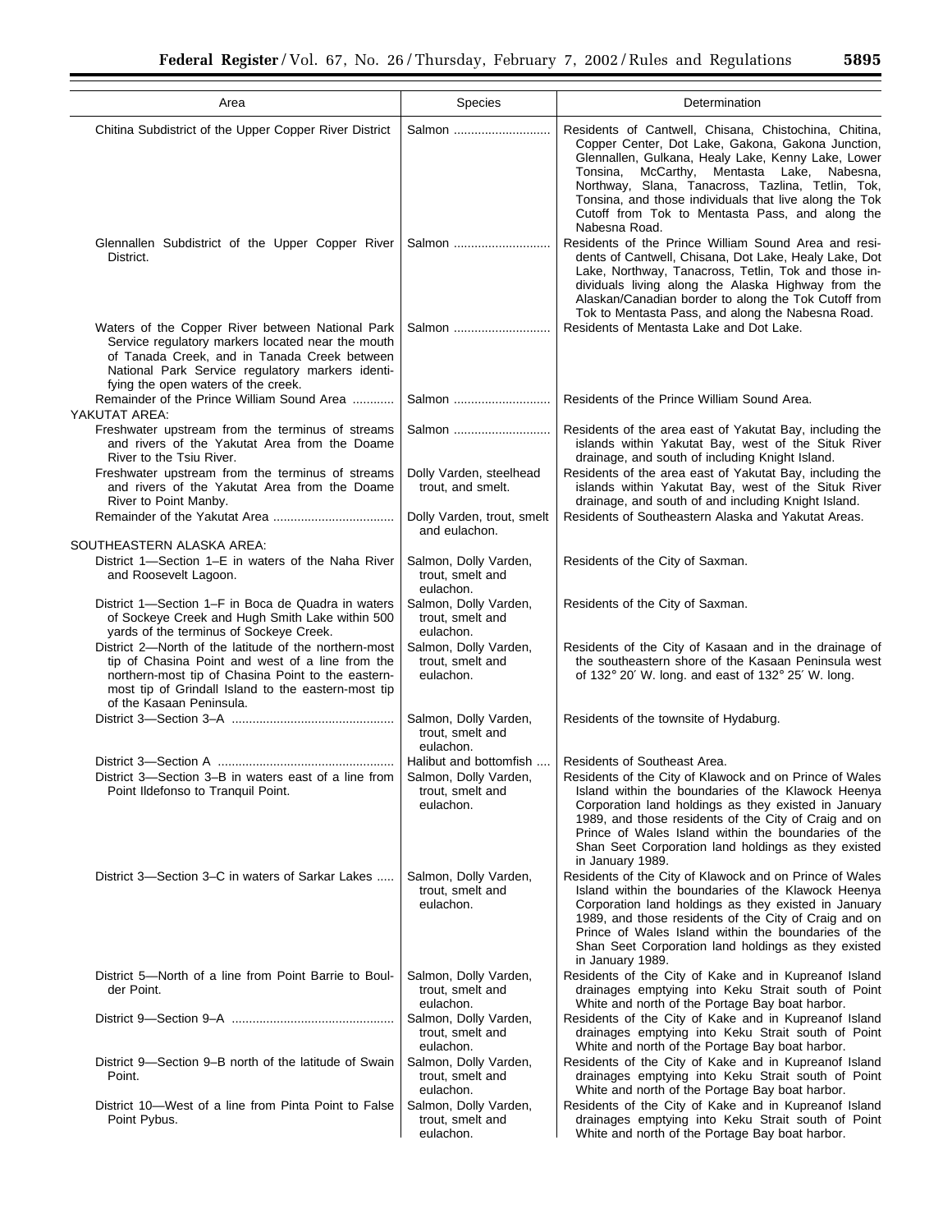| Area | Species | Determination |
|---|---|---|
| Chitina Subdistrict of the Upper Copper River District | Salmon | Residents of Cantwell, Chisana, Chistochina, Chitina, Copper Center, Dot Lake, Gakona, Gakona Junction, Glennallen, Gulkana, Healy Lake, Kenny Lake, Lower Tonsina, McCarthy, Mentasta Lake, Nabesna, Northway, Slana, Tanacross, Tazlina, Tetlin, Tok, Tonsina, and those individuals that live along the Tok Cutoff from Tok to Mentasta Pass, and along the Nabesna Road. |
| Glennallen Subdistrict of the Upper Copper River District. | Salmon | Residents of the Prince William Sound Area and residents of Cantwell, Chisana, Dot Lake, Healy Lake, Dot Lake, Northway, Tanacross, Tetlin, Tok and those individuals living along the Alaska Highway from the Alaskan/Canadian border to along the Tok Cutoff from Tok to Mentasta Pass, and along the Nabesna Road. |
| Waters of the Copper River between National Park Service regulatory markers located near the mouth of Tanada Creek, and in Tanada Creek between National Park Service regulatory markers identifying the open waters of the creek. | Salmon | Residents of Mentasta Lake and Dot Lake. |
| Remainder of the Prince William Sound Area | Salmon | Residents of the Prince William Sound Area. |
| YAKUTAT AREA: | | |
| Freshwater upstream from the terminus of streams and rivers of the Yakutat Area from the Doame River to the Tsiu River. | Salmon | Residents of the area east of Yakutat Bay, including the islands within Yakutat Bay, west of the Situk River drainage, and south of including Knight Island. |
| Freshwater upstream from the terminus of streams and rivers of the Yakutat Area from the Doame River to Point Manby. | Dolly Varden, steelhead trout, and smelt. | Residents of the area east of Yakutat Bay, including the islands within Yakutat Bay, west of the Situk River drainage, and south of and including Knight Island. |
| Remainder of the Yakutat Area | Dolly Varden, trout, smelt and eulachon. | Residents of Southeastern Alaska and Yakutat Areas. |
| SOUTHEASTERN ALASKA AREA: | | |
| District 1—Section 1–E in waters of the Naha River and Roosevelt Lagoon. | Salmon, Dolly Varden, trout, smelt and eulachon. | Residents of the City of Saxman. |
| District 1—Section 1–F in Boca de Quadra in waters of Sockeye Creek and Hugh Smith Lake within 500 yards of the terminus of Sockeye Creek. | Salmon, Dolly Varden, trout, smelt and eulachon. | Residents of the City of Saxman. |
| District 2—North of the latitude of the northern-most tip of Chasina Point and west of a line from the northern-most tip of Chasina Point to the eastern-most tip of Grindall Island to the eastern-most tip of the Kasaan Peninsula. | Salmon, Dolly Varden, trout, smelt and eulachon. | Residents of the City of Kasaan and in the drainage of the southeastern shore of the Kasaan Peninsula west of 132° 20′ W. long. and east of 132° 25′ W. long. |
| District 3—Section 3–A | Salmon, Dolly Varden, trout, smelt and eulachon. | Residents of the townsite of Hydaburg. |
| District 3—Section A | Halibut and bottomfish | Residents of Southeast Area. |
| District 3—Section 3–B in waters east of a line from Point Ildefonso to Tranquil Point. | Salmon, Dolly Varden, trout, smelt and eulachon. | Residents of the City of Klawock and on Prince of Wales Island within the boundaries of the Klawock Heenya Corporation land holdings as they existed in January 1989, and those residents of the City of Craig and on Prince of Wales Island within the boundaries of the Shan Seet Corporation land holdings as they existed in January 1989. |
| District 3—Section 3–C in waters of Sarkar Lakes | Salmon, Dolly Varden, trout, smelt and eulachon. | Residents of the City of Klawock and on Prince of Wales Island within the boundaries of the Klawock Heenya Corporation land holdings as they existed in January 1989, and those residents of the City of Craig and on Prince of Wales Island within the boundaries of the Shan Seet Corporation land holdings as they existed in January 1989. |
| District 5—North of a line from Point Barrie to Boulder Point. | Salmon, Dolly Varden, trout, smelt and eulachon. | Residents of the City of Kake and in Kupreanof Island drainages emptying into Keku Strait south of Point White and north of the Portage Bay boat harbor. |
| District 9—Section 9–A | Salmon, Dolly Varden, trout, smelt and eulachon. | Residents of the City of Kake and in Kupreanof Island drainages emptying into Keku Strait south of Point White and north of the Portage Bay boat harbor. |
| District 9—Section 9–B north of the latitude of Swain Point. | Salmon, Dolly Varden, trout, smelt and eulachon. | Residents of the City of Kake and in Kupreanof Island drainages emptying into Keku Strait south of Point White and north of the Portage Bay boat harbor. |
| District 10—West of a line from Pinta Point to False Point Pybus. | Salmon, Dolly Varden, trout, smelt and eulachon. | Residents of the City of Kake and in Kupreanof Island drainages emptying into Keku Strait south of Point White and north of the Portage Bay boat harbor. |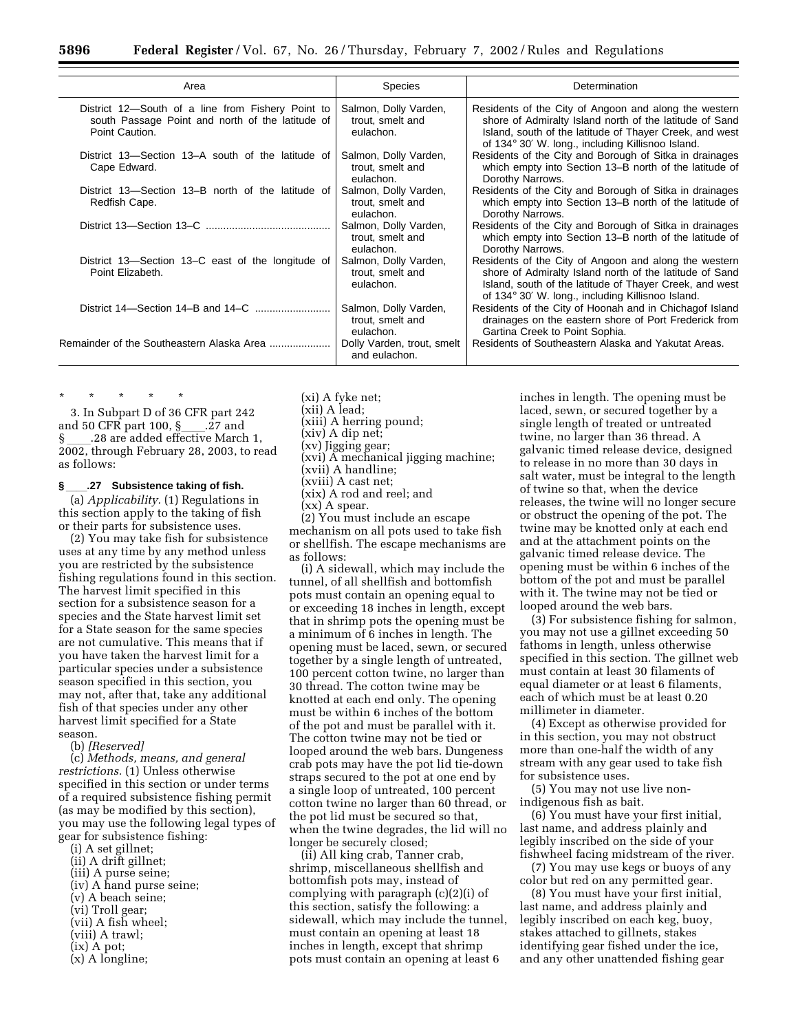| Area | Species | Determination |
|---|---|---|
| District 12—South of a line from Fishery Point to south Passage Point and north of the latitude of Point Caution. | Salmon, Dolly Varden, trout, smelt and eulachon. | Residents of the City of Angoon and along the western shore of Admiralty Island north of the latitude of Sand Island, south of the latitude of Thayer Creek, and west of 134° 30′ W. long., including Killisnoo Island. |
| District 13—Section 13–A south of the latitude of Cape Edward. | Salmon, Dolly Varden, trout, smelt and eulachon. | Residents of the City and Borough of Sitka in drainages which empty into Section 13–B north of the latitude of Dorothy Narrows. |
| District 13—Section 13–B north of the latitude of Redfish Cape. | Salmon, Dolly Varden, trout, smelt and eulachon. | Residents of the City and Borough of Sitka in drainages which empty into Section 13–B north of the latitude of Dorothy Narrows. |
| District 13—Section 13–C | Salmon, Dolly Varden, trout, smelt and eulachon. | Residents of the City and Borough of Sitka in drainages which empty into Section 13–B north of the latitude of Dorothy Narrows. |
| District 13—Section 13–C east of the longitude of Point Elizabeth. | Salmon, Dolly Varden, trout, smelt and eulachon. | Residents of the City of Angoon and along the western shore of Admiralty Island north of the latitude of Sand Island, south of the latitude of Thayer Creek, and west of 134° 30′ W. long., including Killisnoo Island. |
| District 14—Section 14–B and 14–C | Salmon, Dolly Varden, trout, smelt and eulachon. | Residents of the City of Hoonah and in Chichagof Island drainages on the eastern shore of Port Frederick from Gartina Creek to Point Sophia. |
| Remainder of the Southeastern Alaska Area | Dolly Varden, trout, smelt and eulachon. | Residents of Southeastern Alaska and Yakutat Areas. |

\* \* \* \* \*

3. In Subpart D of 36 CFR part 242 and 50 CFR part 100, §\_\_\_\_.27 and §\_\_\_\_.28 are added effective March 1, 2002, through February 28, 2003, to read as follows:

**§\_\_\_\_.27 Subsistence taking of fish.**

(a) *Applicability.* (1) Regulations in this section apply to the taking of fish or their parts for subsistence uses.

(2) You may take fish for subsistence uses at any time by any method unless you are restricted by the subsistence fishing regulations found in this section. The harvest limit specified in this section for a subsistence season for a species and the State harvest limit set for a State season for the same species are not cumulative. This means that if you have taken the harvest limit for a particular species under a subsistence season specified in this section, you may not, after that, take any additional fish of that species under any other harvest limit specified for a State season.

(b) *[Reserved]*

(c) *Methods, means, and general restrictions.* (1) Unless otherwise specified in this section or under terms of a required subsistence fishing permit (as may be modified by this section), you may use the following legal types of gear for subsistence fishing:

(i) A set gillnet;
(ii) A drift gillnet;
(iii) A purse seine;
(iv) A hand purse seine;
(v) A beach seine;
(vi) Troll gear;
(vii) A fish wheel;
(viii) A trawl;
(ix) A pot;
(x) A longline;
(xi) A fyke net;
(xii) A lead;
(xiii) A herring pound;
(xiv) A dip net;
(xv) Jigging gear;
(xvi) A mechanical jigging machine;
(xvii) A handline;
(xviii) A cast net;
(xix) A rod and reel; and
(xx) A spear.

(2) You must include an escape mechanism on all pots used to take fish or shellfish. The escape mechanisms are as follows:

(i) A sidewall, which may include the tunnel, of all shellfish and bottomfish pots must contain an opening equal to or exceeding 18 inches in length, except that in shrimp pots the opening must be a minimum of 6 inches in length. The opening must be laced, sewn, or secured together by a single length of untreated, 100 percent cotton twine, no larger than 30 thread. The cotton twine may be knotted at each end only. The opening must be within 6 inches of the bottom of the pot and must be parallel with it. The cotton twine may not be tied or looped around the web bars. Dungeness crab pots may have the pot lid tie-down straps secured to the pot at one end by a single loop of untreated, 100 percent cotton twine no larger than 60 thread, or the pot lid must be secured so that, when the twine degrades, the lid will no longer be securely closed;

(ii) All king crab, Tanner crab, shrimp, miscellaneous shellfish and bottomfish pots may, instead of complying with paragraph (c)(2)(i) of this section, satisfy the following: a sidewall, which may include the tunnel, must contain an opening at least 18 inches in length, except that shrimp pots must contain an opening at least 6 inches in length. The opening must be laced, sewn, or secured together by a single length of treated or untreated twine, no larger than 36 thread. A galvanic timed release device, designed to release in no more than 30 days in salt water, must be integral to the length of twine so that, when the device releases, the twine will no longer secure or obstruct the opening of the pot. The twine may be knotted only at each end and at the attachment points on the galvanic timed release device. The opening must be within 6 inches of the bottom of the pot and must be parallel with it. The twine may not be tied or looped around the web bars.

(3) For subsistence fishing for salmon, you may not use a gillnet exceeding 50 fathoms in length, unless otherwise specified in this section. The gillnet web must contain at least 30 filaments of equal diameter or at least 6 filaments, each of which must be at least 0.20 millimeter in diameter.

(4) Except as otherwise provided for in this section, you may not obstruct more than one-half the width of any stream with any gear used to take fish for subsistence uses.

(5) You may not use live non-indigenous fish as bait.

(6) You must have your first initial, last name, and address plainly and legibly inscribed on the side of your fishwheel facing midstream of the river.

(7) You may use kegs or buoys of any color but red on any permitted gear.

(8) You must have your first initial, last name, and address plainly and legibly inscribed on each keg, buoy, stakes attached to gillnets, stakes identifying gear fished under the ice, and any other unattended fishing gear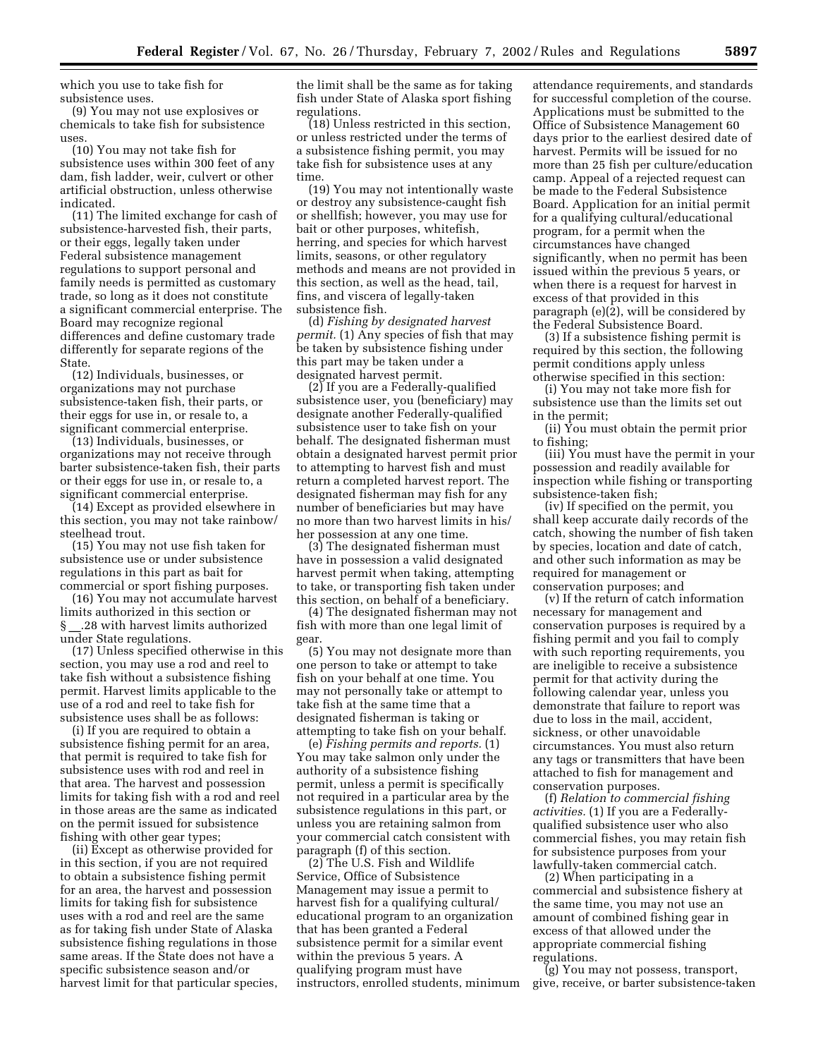which you use to take fish for subsistence uses.

(9) You may not use explosives or chemicals to take fish for subsistence uses.

(10) You may not take fish for subsistence uses within 300 feet of any dam, fish ladder, weir, culvert or other artificial obstruction, unless otherwise indicated.

(11) The limited exchange for cash of subsistence-harvested fish, their parts, or their eggs, legally taken under Federal subsistence management regulations to support personal and family needs is permitted as customary trade, so long as it does not constitute a significant commercial enterprise. The Board may recognize regional differences and define customary trade differently for separate regions of the State.

(12) Individuals, businesses, or organizations may not purchase subsistence-taken fish, their parts, or their eggs for use in, or resale to, a significant commercial enterprise.

(13) Individuals, businesses, or organizations may not receive through barter subsistence-taken fish, their parts or their eggs for use in, or resale to, a significant commercial enterprise.

(14) Except as provided elsewhere in this section, you may not take rainbow/steelhead trout.

(15) You may not use fish taken for subsistence use or under subsistence regulations in this part as bait for commercial or sport fishing purposes.

(16) You may not accumulate harvest limits authorized in this section or § __.28 with harvest limits authorized under State regulations.

(17) Unless specified otherwise in this section, you may use a rod and reel to take fish without a subsistence fishing permit. Harvest limits applicable to the use of a rod and reel to take fish for subsistence uses shall be as follows:

(i) If you are required to obtain a subsistence fishing permit for an area, that permit is required to take fish for subsistence uses with rod and reel in that area. The harvest and possession limits for taking fish with a rod and reel in those areas are the same as indicated on the permit issued for subsistence fishing with other gear types;

(ii) Except as otherwise provided for in this section, if you are not required to obtain a subsistence fishing permit for an area, the harvest and possession limits for taking fish for subsistence uses with a rod and reel are the same as for taking fish under State of Alaska subsistence fishing regulations in those same areas. If the State does not have a specific subsistence season and/or harvest limit for that particular species, the limit shall be the same as for taking fish under State of Alaska sport fishing regulations.

(18) Unless restricted in this section, or unless restricted under the terms of a subsistence fishing permit, you may take fish for subsistence uses at any time.

(19) You may not intentionally waste or destroy any subsistence-caught fish or shellfish; however, you may use for bait or other purposes, whitefish, herring, and species for which harvest limits, seasons, or other regulatory methods and means are not provided in this section, as well as the head, tail, fins, and viscera of legally-taken subsistence fish.

(d) *Fishing by designated harvest permit.* (1) Any species of fish that may be taken by subsistence fishing under this part may be taken under a designated harvest permit.

(2) If you are a Federally-qualified subsistence user, you (beneficiary) may designate another Federally-qualified subsistence user to take fish on your behalf. The designated fisherman must obtain a designated harvest permit prior to attempting to harvest fish and must return a completed harvest report. The designated fisherman may fish for any number of beneficiaries but may have no more than two harvest limits in his/her possession at any one time.

(3) The designated fisherman must have in possession a valid designated harvest permit when taking, attempting to take, or transporting fish taken under this section, on behalf of a beneficiary.

(4) The designated fisherman may not fish with more than one legal limit of gear.

(5) You may not designate more than one person to take or attempt to take fish on your behalf at one time. You may not personally take or attempt to take fish at the same time that a designated fisherman is taking or attempting to take fish on your behalf.

(e) *Fishing permits and reports.* (1) You may take salmon only under the authority of a subsistence fishing permit, unless a permit is specifically not required in a particular area by the subsistence regulations in this part, or unless you are retaining salmon from your commercial catch consistent with paragraph (f) of this section.

(2) The U.S. Fish and Wildlife Service, Office of Subsistence Management may issue a permit to harvest fish for a qualifying cultural/educational program to an organization that has been granted a Federal subsistence permit for a similar event within the previous 5 years. A qualifying program must have instructors, enrolled students, minimum attendance requirements, and standards for successful completion of the course. Applications must be submitted to the Office of Subsistence Management 60 days prior to the earliest desired date of harvest. Permits will be issued for no more than 25 fish per culture/education camp. Appeal of a rejected request can be made to the Federal Subsistence Board. Application for an initial permit for a qualifying cultural/educational program, for a permit when the circumstances have changed significantly, when no permit has been issued within the previous 5 years, or when there is a request for harvest in excess of that provided in this paragraph (e)(2), will be considered by the Federal Subsistence Board.

(3) If a subsistence fishing permit is required by this section, the following permit conditions apply unless otherwise specified in this section:

(i) You may not take more fish for subsistence use than the limits set out in the permit;

(ii) You must obtain the permit prior to fishing;

(iii) You must have the permit in your possession and readily available for inspection while fishing or transporting subsistence-taken fish;

(iv) If specified on the permit, you shall keep accurate daily records of the catch, showing the number of fish taken by species, location and date of catch, and other such information as may be required for management or conservation purposes; and

(v) If the return of catch information necessary for management and conservation purposes is required by a fishing permit and you fail to comply with such reporting requirements, you are ineligible to receive a subsistence permit for that activity during the following calendar year, unless you demonstrate that failure to report was due to loss in the mail, accident, sickness, or other unavoidable circumstances. You must also return any tags or transmitters that have been attached to fish for management and conservation purposes.

(f) *Relation to commercial fishing activities.* (1) If you are a Federally-qualified subsistence user who also commercial fishes, you may retain fish for subsistence purposes from your lawfully-taken commercial catch.

(2) When participating in a commercial and subsistence fishery at the same time, you may not use an amount of combined fishing gear in excess of that allowed under the appropriate commercial fishing regulations.

(g) You may not possess, transport, give, receive, or barter subsistence-taken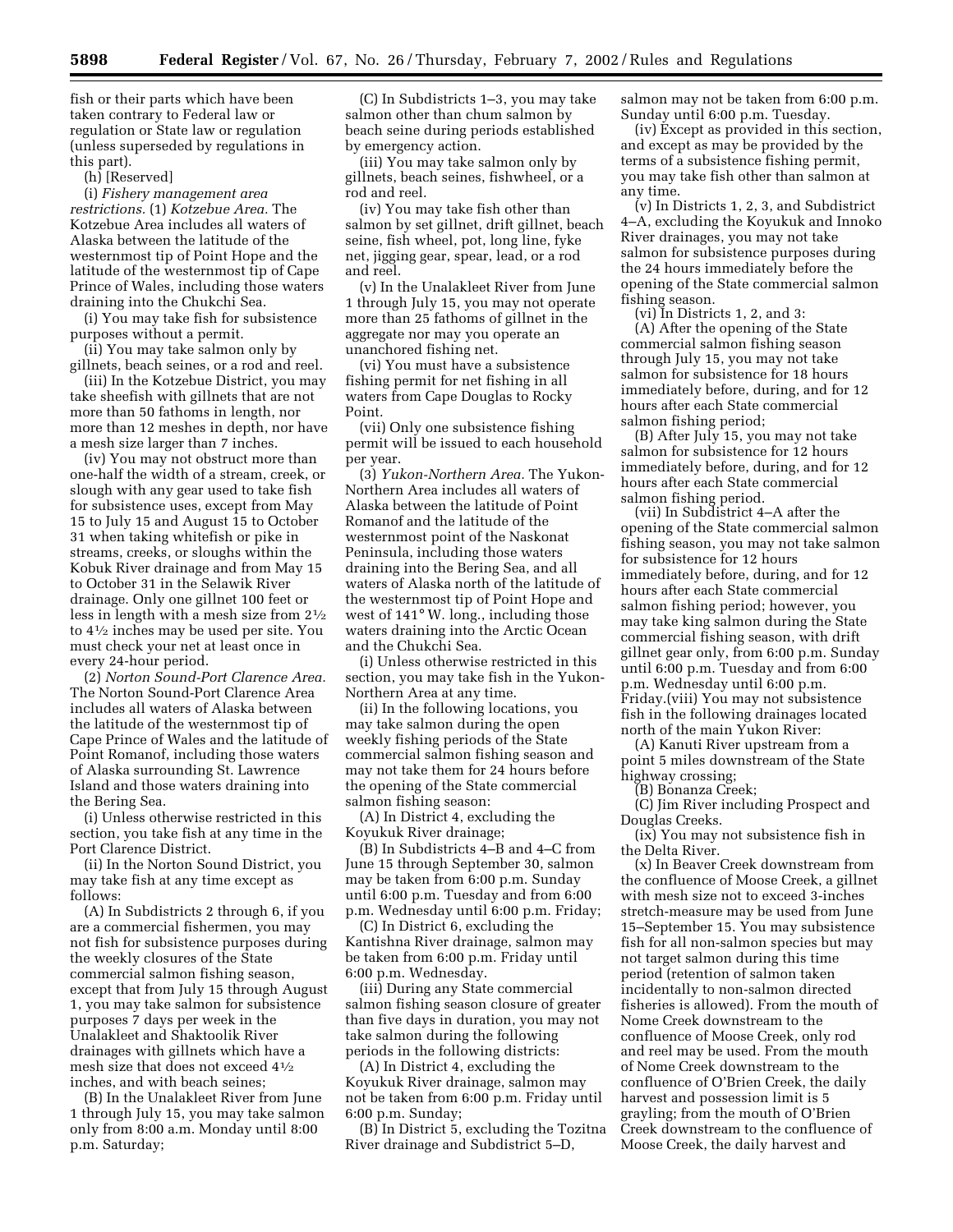fish or their parts which have been taken contrary to Federal law or regulation or State law or regulation (unless superseded by regulations in this part).

(h) [Reserved]

(i) *Fishery management area restrictions.* (1) *Kotzebue Area.* The Kotzebue Area includes all waters of Alaska between the latitude of the westernmost tip of Point Hope and the latitude of the westernmost tip of Cape Prince of Wales, including those waters draining into the Chukchi Sea.

(i) You may take fish for subsistence purposes without a permit.

(ii) You may take salmon only by gillnets, beach seines, or a rod and reel.

(iii) In the Kotzebue District, you may take sheefish with gillnets that are not more than 50 fathoms in length, nor more than 12 meshes in depth, nor have a mesh size larger than 7 inches.

(iv) You may not obstruct more than one-half the width of a stream, creek, or slough with any gear used to take fish for subsistence uses, except from May 15 to July 15 and August 15 to October 31 when taking whitefish or pike in streams, creeks, or sloughs within the Kobuk River drainage and from May 15 to October 31 in the Selawik River drainage. Only one gillnet 100 feet or less in length with a mesh size from 2½ to 4½ inches may be used per site. You must check your net at least once in every 24-hour period.

(2) *Norton Sound-Port Clarence Area.* The Norton Sound-Port Clarence Area includes all waters of Alaska between the latitude of the westernmost tip of Cape Prince of Wales and the latitude of Point Romanof, including those waters of Alaska surrounding St. Lawrence Island and those waters draining into the Bering Sea.

(i) Unless otherwise restricted in this section, you take fish at any time in the Port Clarence District.

(ii) In the Norton Sound District, you may take fish at any time except as follows:

(A) In Subdistricts 2 through 6, if you are a commercial fishermen, you may not fish for subsistence purposes during the weekly closures of the State commercial salmon fishing season, except that from July 15 through August 1, you may take salmon for subsistence purposes 7 days per week in the Unalakleet and Shaktoolik River drainages with gillnets which have a mesh size that does not exceed 4½ inches, and with beach seines;

(B) In the Unalakleet River from June 1 through July 15, you may take salmon only from 8:00 a.m. Monday until 8:00 p.m. Saturday;

(C) In Subdistricts 1–3, you may take salmon other than chum salmon by beach seine during periods established by emergency action.

(iii) You may take salmon only by gillnets, beach seines, fishwheel, or a rod and reel.

(iv) You may take fish other than salmon by set gillnet, drift gillnet, beach seine, fish wheel, pot, long line, fyke net, jigging gear, spear, lead, or a rod and reel.

(v) In the Unalakleet River from June 1 through July 15, you may not operate more than 25 fathoms of gillnet in the aggregate nor may you operate an unanchored fishing net.

(vi) You must have a subsistence fishing permit for net fishing in all waters from Cape Douglas to Rocky Point.

(vii) Only one subsistence fishing permit will be issued to each household per year.

(3) *Yukon-Northern Area.* The Yukon-Northern Area includes all waters of Alaska between the latitude of Point Romanof and the latitude of the westernmost point of the Naskonat Peninsula, including those waters draining into the Bering Sea, and all waters of Alaska north of the latitude of the westernmost tip of Point Hope and west of 141° W. long., including those waters draining into the Arctic Ocean and the Chukchi Sea.

(i) Unless otherwise restricted in this section, you may take fish in the Yukon-Northern Area at any time.

(ii) In the following locations, you may take salmon during the open weekly fishing periods of the State commercial salmon fishing season and may not take them for 24 hours before the opening of the State commercial salmon fishing season:

(A) In District 4, excluding the Koyukuk River drainage;

(B) In Subdistricts 4–B and 4–C from June 15 through September 30, salmon may be taken from 6:00 p.m. Sunday until 6:00 p.m. Tuesday and from 6:00 p.m. Wednesday until 6:00 p.m. Friday;

(C) In District 6, excluding the Kantishna River drainage, salmon may be taken from 6:00 p.m. Friday until 6:00 p.m. Wednesday.

(iii) During any State commercial salmon fishing season closure of greater than five days in duration, you may not take salmon during the following periods in the following districts:

(A) In District 4, excluding the Koyukuk River drainage, salmon may not be taken from 6:00 p.m. Friday until 6:00 p.m. Sunday;

(B) In District 5, excluding the Tozitna River drainage and Subdistrict 5–D, salmon may not be taken from 6:00 p.m. Sunday until 6:00 p.m. Tuesday.

(iv) Except as provided in this section, and except as may be provided by the terms of a subsistence fishing permit, you may take fish other than salmon at any time.

(v) In Districts 1, 2, 3, and Subdistrict 4–A, excluding the Koyukuk and Innoko River drainages, you may not take salmon for subsistence purposes during the 24 hours immediately before the opening of the State commercial salmon fishing season.

(vi) In Districts 1, 2, and 3:

(A) After the opening of the State commercial salmon fishing season through July 15, you may not take salmon for subsistence for 18 hours immediately before, during, and for 12 hours after each State commercial salmon fishing period;

(B) After July 15, you may not take salmon for subsistence for 12 hours immediately before, during, and for 12 hours after each State commercial salmon fishing period.

(vii) In Subdistrict 4–A after the opening of the State commercial salmon fishing season, you may not take salmon for subsistence for 12 hours immediately before, during, and for 12 hours after each State commercial salmon fishing period; however, you may take king salmon during the State commercial fishing season, with drift gillnet gear only, from 6:00 p.m. Sunday until 6:00 p.m. Tuesday and from 6:00 p.m. Wednesday until 6:00 p.m. Friday.

(viii) You may not subsistence fish in the following drainages located north of the main Yukon River:

(A) Kanuti River upstream from a point 5 miles downstream of the State highway crossing;

(B) Bonanza Creek;

(C) Jim River including Prospect and Douglas Creeks.

(ix) You may not subsistence fish in the Delta River.

(x) In Beaver Creek downstream from the confluence of Moose Creek, a gillnet with mesh size not to exceed 3-inches stretch-measure may be used from June 15–September 15. You may subsistence fish for all non-salmon species but may not target salmon during this time period (retention of salmon taken incidentally to non-salmon directed fisheries is allowed). From the mouth of Nome Creek downstream to the confluence of Moose Creek, only rod and reel may be used. From the mouth of Nome Creek downstream to the confluence of O'Brien Creek, the daily harvest and possession limit is 5 grayling; from the mouth of O'Brien Creek downstream to the confluence of Moose Creek, the daily harvest and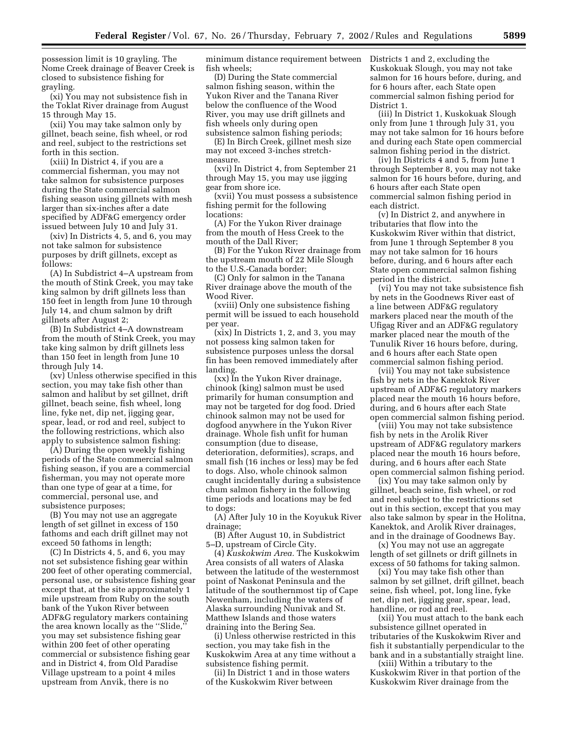possession limit is 10 grayling. The Nome Creek drainage of Beaver Creek is closed to subsistence fishing for grayling.

(xi) You may not subsistence fish in the Toklat River drainage from August 15 through May 15.

(xii) You may take salmon only by gillnet, beach seine, fish wheel, or rod and reel, subject to the restrictions set forth in this section.

(xiii) In District 4, if you are a commercial fisherman, you may not take salmon for subsistence purposes during the State commercial salmon fishing season using gillnets with mesh larger than six-inches after a date specified by ADF&G emergency order issued between July 10 and July 31.

(xiv) In Districts 4, 5, and 6, you may not take salmon for subsistence purposes by drift gillnets, except as follows:

(A) In Subdistrict 4–A upstream from the mouth of Stink Creek, you may take king salmon by drift gillnets less than 150 feet in length from June 10 through July 14, and chum salmon by drift gillnets after August 2;

(B) In Subdistrict 4–A downstream from the mouth of Stink Creek, you may take king salmon by drift gillnets less than 150 feet in length from June 10 through July 14.

(xv) Unless otherwise specified in this section, you may take fish other than salmon and halibut by set gillnet, drift gillnet, beach seine, fish wheel, long line, fyke net, dip net, jigging gear, spear, lead, or rod and reel, subject to the following restrictions, which also apply to subsistence salmon fishing:

(A) During the open weekly fishing periods of the State commercial salmon fishing season, if you are a commercial fisherman, you may not operate more than one type of gear at a time, for commercial, personal use, and subsistence purposes;

(B) You may not use an aggregate length of set gillnet in excess of 150 fathoms and each drift gillnet may not exceed 50 fathoms in length;

(C) In Districts 4, 5, and 6, you may not set subsistence fishing gear within 200 feet of other operating commercial, personal use, or subsistence fishing gear except that, at the site approximately 1 mile upstream from Ruby on the south bank of the Yukon River between ADF&G regulatory markers containing the area known locally as the "Slide," you may set subsistence fishing gear within 200 feet of other operating commercial or subsistence fishing gear and in District 4, from Old Paradise Village upstream to a point 4 miles upstream from Anvik, there is no minimum distance requirement between fish wheels;

(D) During the State commercial salmon fishing season, within the Yukon River and the Tanana River below the confluence of the Wood River, you may use drift gillnets and fish wheels only during open subsistence salmon fishing periods;

(E) In Birch Creek, gillnet mesh size may not exceed 3-inches stretch-measure.

(xvi) In District 4, from September 21 through May 15, you may use jigging gear from shore ice.

(xvii) You must possess a subsistence fishing permit for the following locations:

(A) For the Yukon River drainage from the mouth of Hess Creek to the mouth of the Dall River;

(B) For the Yukon River drainage from the upstream mouth of 22 Mile Slough to the U.S.-Canada border;

(C) Only for salmon in the Tanana River drainage above the mouth of the Wood River.

(xviii) Only one subsistence fishing permit will be issued to each household per year.

(xix) In Districts 1, 2, and 3, you may not possess king salmon taken for subsistence purposes unless the dorsal fin has been removed immediately after landing.

(xx) In the Yukon River drainage, chinook (king) salmon must be used primarily for human consumption and may not be targeted for dog food. Dried chinook salmon may not be used for dogfood anywhere in the Yukon River drainage. Whole fish unfit for human consumption (due to disease, deterioration, deformities), scraps, and small fish (16 inches or less) may be fed to dogs. Also, whole chinook salmon caught incidentally during a subsistence chum salmon fishery in the following time periods and locations may be fed to dogs:

(A) After July 10 in the Koyukuk River drainage;

(B) After August 10, in Subdistrict 5–D, upstream of Circle City.

(4) *Kuskokwim Area.* The Kuskokwim Area consists of all waters of Alaska between the latitude of the westernmost point of Naskonat Peninsula and the latitude of the southernmost tip of Cape Newenham, including the waters of Alaska surrounding Nunivak and St. Matthew Islands and those waters draining into the Bering Sea.

(i) Unless otherwise restricted in this section, you may take fish in the Kuskokwim Area at any time without a subsistence fishing permit.

(ii) In District 1 and in those waters of the Kuskokwim River between Districts 1 and 2, excluding the Kuskokuak Slough, you may not take salmon for 16 hours before, during, and for 6 hours after, each State open commercial salmon fishing period for District 1.

(iii) In District 1, Kuskokuak Slough only from June 1 through July 31, you may not take salmon for 16 hours before and during each State open commercial salmon fishing period in the district.

(iv) In Districts 4 and 5, from June 1 through September 8, you may not take salmon for 16 hours before, during, and 6 hours after each State open commercial salmon fishing period in each district.

(v) In District 2, and anywhere in tributaries that flow into the Kuskokwim River within that district, from June 1 through September 8 you may not take salmon for 16 hours before, during, and 6 hours after each State open commercial salmon fishing period in the district.

(vi) You may not take subsistence fish by nets in the Goodnews River east of a line between ADF&G regulatory markers placed near the mouth of the Ufigag River and an ADF&G regulatory marker placed near the mouth of the Tunulik River 16 hours before, during, and 6 hours after each State open commercial salmon fishing period.

(vii) You may not take subsistence fish by nets in the Kanektok River upstream of ADF&G regulatory markers placed near the mouth 16 hours before, during, and 6 hours after each State open commercial salmon fishing period.

(viii) You may not take subsistence fish by nets in the Arolik River upstream of ADF&G regulatory markers placed near the mouth 16 hours before, during, and 6 hours after each State open commercial salmon fishing period.

(ix) You may take salmon only by gillnet, beach seine, fish wheel, or rod and reel subject to the restrictions set out in this section, except that you may also take salmon by spear in the Holitna, Kanektok, and Arolik River drainages, and in the drainage of Goodnews Bay.

(x) You may not use an aggregate length of set gillnets or drift gillnets in excess of 50 fathoms for taking salmon.

(xi) You may take fish other than salmon by set gillnet, drift gillnet, beach seine, fish wheel, pot, long line, fyke net, dip net, jigging gear, spear, lead, handline, or rod and reel.

(xii) You must attach to the bank each subsistence gillnet operated in tributaries of the Kuskokwim River and fish it substantially perpendicular to the bank and in a substantially straight line.

(xiii) Within a tributary to the Kuskokwim River in that portion of the Kuskokwim River drainage from the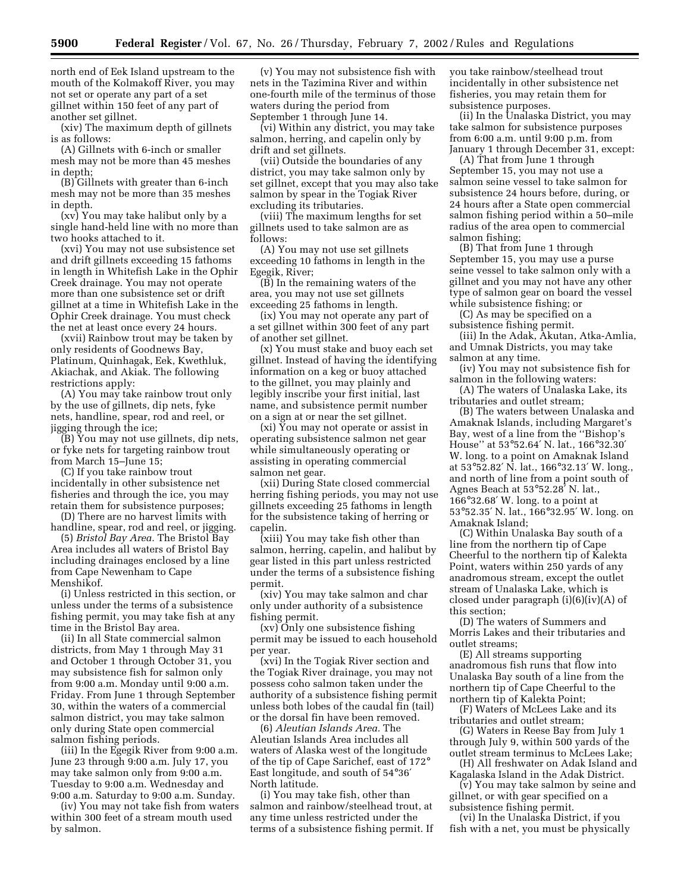north end of Eek Island upstream to the mouth of the Kolmakoff River, you may not set or operate any part of a set gillnet within 150 feet of any part of another set gillnet.

(xiv) The maximum depth of gillnets is as follows:

(A) Gillnets with 6-inch or smaller mesh may not be more than 45 meshes in depth;

(B) Gillnets with greater than 6-inch mesh may not be more than 35 meshes in depth.

(xv) You may take halibut only by a single hand-held line with no more than two hooks attached to it.

(xvi) You may not use subsistence set and drift gillnets exceeding 15 fathoms in length in Whitefish Lake in the Ophir Creek drainage. You may not operate more than one subsistence set or drift gillnet at a time in Whitefish Lake in the Ophir Creek drainage. You must check the net at least once every 24 hours.

(xvii) Rainbow trout may be taken by only residents of Goodnews Bay, Platinum, Quinhagak, Eek, Kwethluk, Akiachak, and Akiak. The following restrictions apply:

(A) You may take rainbow trout only by the use of gillnets, dip nets, fyke nets, handline, spear, rod and reel, or jigging through the ice;

(B) You may not use gillnets, dip nets, or fyke nets for targeting rainbow trout from March 15–June 15;

(C) If you take rainbow trout incidentally in other subsistence net fisheries and through the ice, you may retain them for subsistence purposes;

(D) There are no harvest limits with handline, spear, rod and reel, or jigging.

(5) *Bristol Bay Area.* The Bristol Bay Area includes all waters of Bristol Bay including drainages enclosed by a line from Cape Newenham to Cape Menshikof.

(i) Unless restricted in this section, or unless under the terms of a subsistence fishing permit, you may take fish at any time in the Bristol Bay area.

(ii) In all State commercial salmon districts, from May 1 through May 31 and October 1 through October 31, you may subsistence fish for salmon only from 9:00 a.m. Monday until 9:00 a.m. Friday. From June 1 through September 30, within the waters of a commercial salmon district, you may take salmon only during State open commercial salmon fishing periods.

(iii) In the Egegik River from 9:00 a.m. June 23 through 9:00 a.m. July 17, you may take salmon only from 9:00 a.m. Tuesday to 9:00 a.m. Wednesday and 9:00 a.m. Saturday to 9:00 a.m. Sunday.

(iv) You may not take fish from waters within 300 feet of a stream mouth used by salmon.

(v) You may not subsistence fish with nets in the Tazimina River and within one-fourth mile of the terminus of those waters during the period from September 1 through June 14.

(vi) Within any district, you may take salmon, herring, and capelin only by drift and set gillnets.

(vii) Outside the boundaries of any district, you may take salmon only by set gillnet, except that you may also take salmon by spear in the Togiak River excluding its tributaries.

(viii) The maximum lengths for set gillnets used to take salmon are as follows:

(A) You may not use set gillnets exceeding 10 fathoms in length in the Egegik, River;

(B) In the remaining waters of the area, you may not use set gillnets exceeding 25 fathoms in length.

(ix) You may not operate any part of a set gillnet within 300 feet of any part of another set gillnet.

(x) You must stake and buoy each set gillnet. Instead of having the identifying information on a keg or buoy attached to the gillnet, you may plainly and legibly inscribe your first initial, last name, and subsistence permit number on a sign at or near the set gillnet.

(xi) You may not operate or assist in operating subsistence salmon net gear while simultaneously operating or assisting in operating commercial salmon net gear.

(xii) During State closed commercial herring fishing periods, you may not use gillnets exceeding 25 fathoms in length for the subsistence taking of herring or capelin.

(xiii) You may take fish other than salmon, herring, capelin, and halibut by gear listed in this part unless restricted under the terms of a subsistence fishing permit.

(xiv) You may take salmon and char only under authority of a subsistence fishing permit.

(xv) Only one subsistence fishing permit may be issued to each household per year.

(xvi) In the Togiak River section and the Togiak River drainage, you may not possess coho salmon taken under the authority of a subsistence fishing permit unless both lobes of the caudal fin (tail) or the dorsal fin have been removed.

(6) *Aleutian Islands Area.* The Aleutian Islands Area includes all waters of Alaska west of the longitude of the tip of Cape Sarichef, east of 172° East longitude, and south of 54°36′ North latitude.

(i) You may take fish, other than salmon and rainbow/steelhead trout, at any time unless restricted under the terms of a subsistence fishing permit. If you take rainbow/steelhead trout incidentally in other subsistence net fisheries, you may retain them for subsistence purposes.

(ii) In the Unalaska District, you may take salmon for subsistence purposes from 6:00 a.m. until 9:00 p.m. from January 1 through December 31, except:

(A) That from June 1 through September 15, you may not use a salmon seine vessel to take salmon for subsistence 24 hours before, during, or 24 hours after a State open commercial salmon fishing period within a 50–mile radius of the area open to commercial salmon fishing;

(B) That from June 1 through September 15, you may use a purse seine vessel to take salmon only with a gillnet and you may not have any other type of salmon gear on board the vessel while subsistence fishing; or

(C) As may be specified on a subsistence fishing permit.

(iii) In the Adak, Akutan, Atka-Amlia, and Umnak Districts, you may take salmon at any time.

(iv) You may not subsistence fish for salmon in the following waters:

(A) The waters of Unalaska Lake, its tributaries and outlet stream;

(B) The waters between Unalaska and Amaknak Islands, including Margaret's Bay, west of a line from the "Bishop's House" at 53°52.64′ N. lat., 166°32.30′ W. long. to a point on Amaknak Island at 53°52.82′ N. lat., 166°32.13′ W. long., and north of line from a point south of Agnes Beach at 53°52.28′ N. lat., 166°32.68′ W. long. to a point at 53°52.35′ N. lat., 166°32.95′ W. long. on Amaknak Island;

(C) Within Unalaska Bay south of a line from the northern tip of Cape Cheerful to the northern tip of Kalekta Point, waters within 250 yards of any anadromous stream, except the outlet stream of Unalaska Lake, which is closed under paragraph (i)(6)(iv)(A) of this section;

(D) The waters of Summers and Morris Lakes and their tributaries and outlet streams;

(E) All streams supporting anadromous fish runs that flow into Unalaska Bay south of a line from the northern tip of Cape Cheerful to the northern tip of Kalekta Point;

(F) Waters of McLees Lake and its tributaries and outlet stream;

(G) Waters in Reese Bay from July 1 through July 9, within 500 yards of the outlet stream terminus to McLees Lake;

(H) All freshwater on Adak Island and Kagalaska Island in the Adak District.

(v) You may take salmon by seine and gillnet, or with gear specified on a subsistence fishing permit.

(vi) In the Unalaska District, if you fish with a net, you must be physically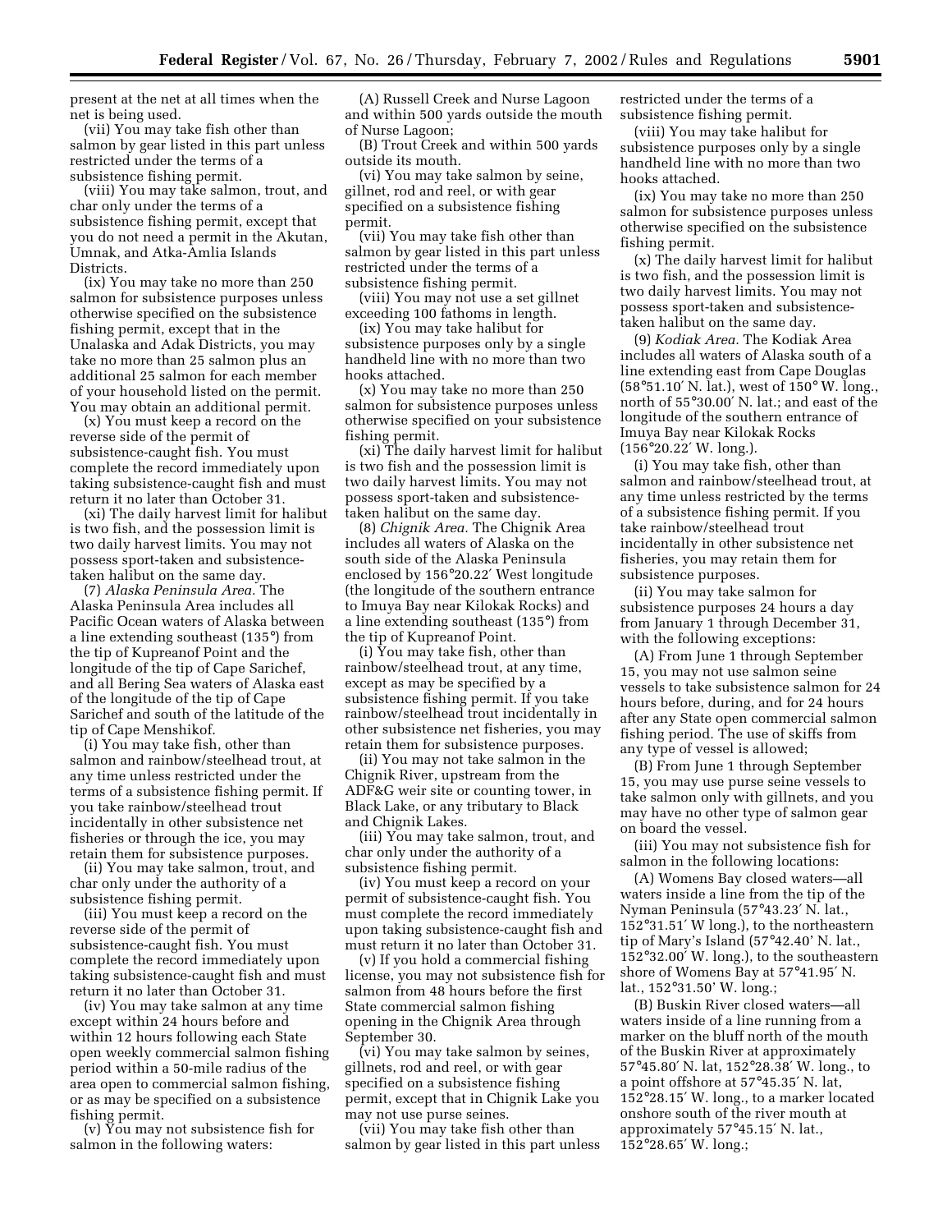present at the net at all times when the net is being used.

(vii) You may take fish other than salmon by gear listed in this part unless restricted under the terms of a subsistence fishing permit.

(viii) You may take salmon, trout, and char only under the terms of a subsistence fishing permit, except that you do not need a permit in the Akutan, Umnak, and Atka-Amlia Islands Districts.

(ix) You may take no more than 250 salmon for subsistence purposes unless otherwise specified on the subsistence fishing permit, except that in the Unalaska and Adak Districts, you may take no more than 25 salmon plus an additional 25 salmon for each member of your household listed on the permit. You may obtain an additional permit.

(x) You must keep a record on the reverse side of the permit of subsistence-caught fish. You must complete the record immediately upon taking subsistence-caught fish and must return it no later than October 31.

(xi) The daily harvest limit for halibut is two fish, and the possession limit is two daily harvest limits. You may not possess sport-taken and subsistence-taken halibut on the same day.

(7) *Alaska Peninsula Area.* The Alaska Peninsula Area includes all Pacific Ocean waters of Alaska between a line extending southeast (135°) from the tip of Kupreanof Point and the longitude of the tip of Cape Sarichef, and all Bering Sea waters of Alaska east of the longitude of the tip of Cape Sarichef and south of the latitude of the tip of Cape Menshikof.

(i) You may take fish, other than salmon and rainbow/steelhead trout, at any time unless restricted under the terms of a subsistence fishing permit. If you take rainbow/steelhead trout incidentally in other subsistence net fisheries or through the ice, you may retain them for subsistence purposes.

(ii) You may take salmon, trout, and char only under the authority of a subsistence fishing permit.

(iii) You must keep a record on the reverse side of the permit of subsistence-caught fish. You must complete the record immediately upon taking subsistence-caught fish and must return it no later than October 31.

(iv) You may take salmon at any time except within 24 hours before and within 12 hours following each State open weekly commercial salmon fishing period within a 50-mile radius of the area open to commercial salmon fishing, or as may be specified on a subsistence fishing permit.

(v) You may not subsistence fish for salmon in the following waters:

(A) Russell Creek and Nurse Lagoon and within 500 yards outside the mouth of Nurse Lagoon;

(B) Trout Creek and within 500 yards outside its mouth.

(vi) You may take salmon by seine, gillnet, rod and reel, or with gear specified on a subsistence fishing permit.

(vii) You may take fish other than salmon by gear listed in this part unless restricted under the terms of a subsistence fishing permit.

(viii) You may not use a set gillnet exceeding 100 fathoms in length.

(ix) You may take halibut for subsistence purposes only by a single handheld line with no more than two hooks attached.

(x) You may take no more than 250 salmon for subsistence purposes unless otherwise specified on your subsistence fishing permit.

(xi) The daily harvest limit for halibut is two fish and the possession limit is two daily harvest limits. You may not possess sport-taken and subsistence-taken halibut on the same day.

(8) *Chignik Area.* The Chignik Area includes all waters of Alaska on the south side of the Alaska Peninsula enclosed by 156°20.22′ West longitude (the longitude of the southern entrance to Imuya Bay near Kilokak Rocks) and a line extending southeast (135°) from the tip of Kupreanof Point.

(i) You may take fish, other than rainbow/steelhead trout, at any time, except as may be specified by a subsistence fishing permit. If you take rainbow/steelhead trout incidentally in other subsistence net fisheries, you may retain them for subsistence purposes.

(ii) You may not take salmon in the Chignik River, upstream from the ADF&G weir site or counting tower, in Black Lake, or any tributary to Black and Chignik Lakes.

(iii) You may take salmon, trout, and char only under the authority of a subsistence fishing permit.

(iv) You must keep a record on your permit of subsistence-caught fish. You must complete the record immediately upon taking subsistence-caught fish and must return it no later than October 31.

(v) If you hold a commercial fishing license, you may not subsistence fish for salmon from 48 hours before the first State commercial salmon fishing opening in the Chignik Area through September 30.

(vi) You may take salmon by seines, gillnets, rod and reel, or with gear specified on a subsistence fishing permit, except that in Chignik Lake you may not use purse seines.

(vii) You may take fish other than salmon by gear listed in this part unless restricted under the terms of a subsistence fishing permit.

(viii) You may take halibut for subsistence purposes only by a single handheld line with no more than two hooks attached.

(ix) You may take no more than 250 salmon for subsistence purposes unless otherwise specified on the subsistence fishing permit.

(x) The daily harvest limit for halibut is two fish, and the possession limit is two daily harvest limits. You may not possess sport-taken and subsistence-taken halibut on the same day.

(9) *Kodiak Area.* The Kodiak Area includes all waters of Alaska south of a line extending east from Cape Douglas (58°51.10′ N. lat.), west of 150° W. long., north of 55°30.00′ N. lat.; and east of the longitude of the southern entrance of Imuya Bay near Kilokak Rocks (156°20.22′ W. long.).

(i) You may take fish, other than salmon and rainbow/steelhead trout, at any time unless restricted by the terms of a subsistence fishing permit. If you take rainbow/steelhead trout incidentally in other subsistence net fisheries, you may retain them for subsistence purposes.

(ii) You may take salmon for subsistence purposes 24 hours a day from January 1 through December 31, with the following exceptions:

(A) From June 1 through September 15, you may not use salmon seine vessels to take subsistence salmon for 24 hours before, during, and for 24 hours after any State open commercial salmon fishing period. The use of skiffs from any type of vessel is allowed;

(B) From June 1 through September 15, you may use purse seine vessels to take salmon only with gillnets, and you may have no other type of salmon gear on board the vessel.

(iii) You may not subsistence fish for salmon in the following locations:

(A) Womens Bay closed waters—all waters inside a line from the tip of the Nyman Peninsula (57°43.23′ N. lat., 152°31.51′ W long.), to the northeastern tip of Mary's Island (57°42.40′ N. lat., 152°32.00′ W. long.), to the southeastern shore of Womens Bay at 57°41.95′ N. lat., 152°31.50' W. long.;

(B) Buskin River closed waters—all waters inside of a line running from a marker on the bluff north of the mouth of the Buskin River at approximately 57°45.80′ N. lat, 152°28.38′ W. long., to a point offshore at 57°45.35′ N. lat, 152°28.15′ W. long., to a marker located onshore south of the river mouth at approximately 57°45.15′ N. lat., 152°28.65′ W. long.;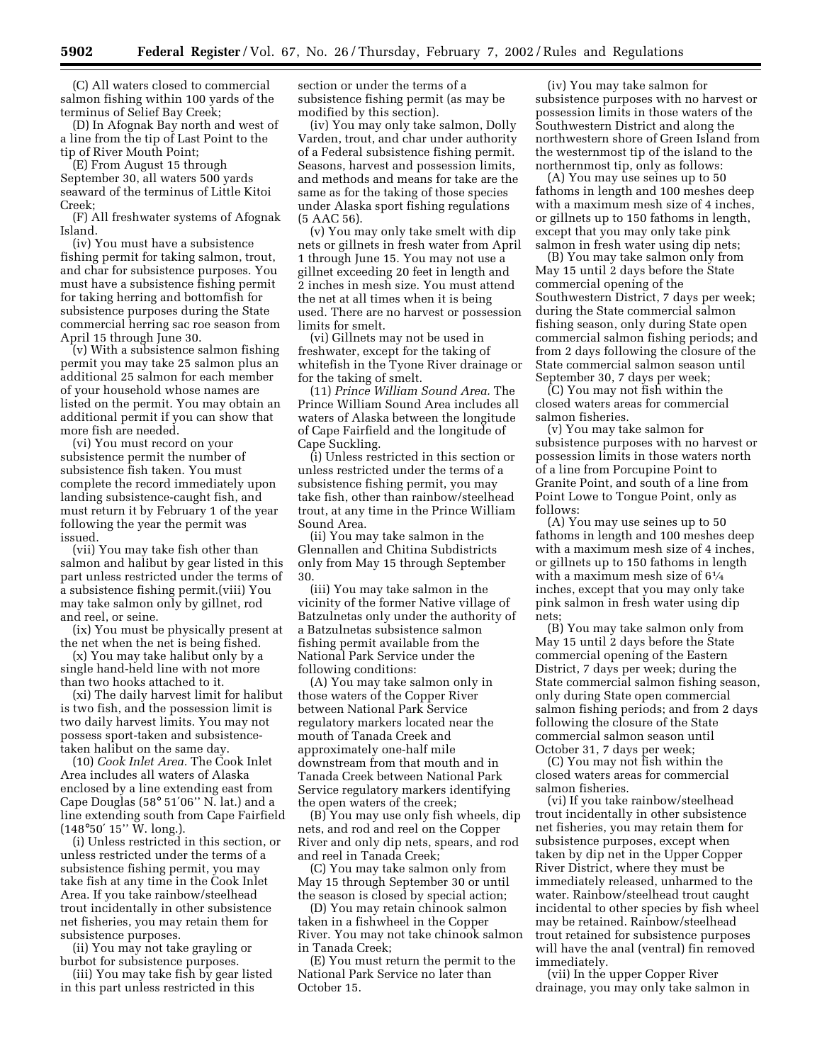(C) All waters closed to commercial salmon fishing within 100 yards of the terminus of Selief Bay Creek;

(D) In Afognak Bay north and west of a line from the tip of Last Point to the tip of River Mouth Point;

(E) From August 15 through September 30, all waters 500 yards seaward of the terminus of Little Kitoi Creek;

(F) All freshwater systems of Afognak Island.

(iv) You must have a subsistence fishing permit for taking salmon, trout, and char for subsistence purposes. You must have a subsistence fishing permit for taking herring and bottomfish for subsistence purposes during the State commercial herring sac roe season from April 15 through June 30.

(v) With a subsistence salmon fishing permit you may take 25 salmon plus an additional 25 salmon for each member of your household whose names are listed on the permit. You may obtain an additional permit if you can show that more fish are needed.

(vi) You must record on your subsistence permit the number of subsistence fish taken. You must complete the record immediately upon landing subsistence-caught fish, and must return it by February 1 of the year following the year the permit was issued.

(vii) You may take fish other than salmon and halibut by gear listed in this part unless restricted under the terms of a subsistence fishing permit.(viii) You may take salmon only by gillnet, rod and reel, or seine.

(ix) You must be physically present at the net when the net is being fished.

(x) You may take halibut only by a single hand-held line with not more than two hooks attached to it.

(xi) The daily harvest limit for halibut is two fish, and the possession limit is two daily harvest limits. You may not possess sport-taken and subsistence-taken halibut on the same day.

(10) *Cook Inlet Area.* The Cook Inlet Area includes all waters of Alaska enclosed by a line extending east from Cape Douglas (58° 51′06'' N. lat.) and a line extending south from Cape Fairfield (148°50′ 15'' W. long.).

(i) Unless restricted in this section, or unless restricted under the terms of a subsistence fishing permit, you may take fish at any time in the Cook Inlet Area. If you take rainbow/steelhead trout incidentally in other subsistence net fisheries, you may retain them for subsistence purposes.

(ii) You may not take grayling or burbot for subsistence purposes.

(iii) You may take fish by gear listed in this part unless restricted in this section or under the terms of a subsistence fishing permit (as may be modified by this section).

(iv) You may only take salmon, Dolly Varden, trout, and char under authority of a Federal subsistence fishing permit. Seasons, harvest and possession limits, and methods and means for take are the same as for the taking of those species under Alaska sport fishing regulations (5 AAC 56).

(v) You may only take smelt with dip nets or gillnets in fresh water from April 1 through June 15. You may not use a gillnet exceeding 20 feet in length and 2 inches in mesh size. You must attend the net at all times when it is being used. There are no harvest or possession limits for smelt.

(vi) Gillnets may not be used in freshwater, except for the taking of whitefish in the Tyone River drainage or for the taking of smelt.

(11) *Prince William Sound Area.* The Prince William Sound Area includes all waters of Alaska between the longitude of Cape Fairfield and the longitude of Cape Suckling.

(i) Unless restricted in this section or unless restricted under the terms of a subsistence fishing permit, you may take fish, other than rainbow/steelhead trout, at any time in the Prince William Sound Area.

(ii) You may take salmon in the Glennallen and Chitina Subdistricts only from May 15 through September 30.

(iii) You may take salmon in the vicinity of the former Native village of Batzulnetas only under the authority of a Batzulnetas subsistence salmon fishing permit available from the National Park Service under the following conditions:

(A) You may take salmon only in those waters of the Copper River between National Park Service regulatory markers located near the mouth of Tanada Creek and approximately one-half mile downstream from that mouth and in Tanada Creek between National Park Service regulatory markers identifying the open waters of the creek;

(B) You may use only fish wheels, dip nets, and rod and reel on the Copper River and only dip nets, spears, and rod and reel in Tanada Creek;

(C) You may take salmon only from May 15 through September 30 or until the season is closed by special action;

(D) You may retain chinook salmon taken in a fishwheel in the Copper River. You may not take chinook salmon in Tanada Creek;

(E) You must return the permit to the National Park Service no later than October 15.

(iv) You may take salmon for subsistence purposes with no harvest or possession limits in those waters of the Southwestern District and along the northwestern shore of Green Island from the westernmost tip of the island to the northernmost tip, only as follows:

(A) You may use seines up to 50 fathoms in length and 100 meshes deep with a maximum mesh size of 4 inches, or gillnets up to 150 fathoms in length, except that you may only take pink salmon in fresh water using dip nets;

(B) You may take salmon only from May 15 until 2 days before the State commercial opening of the Southwestern District, 7 days per week; during the State commercial salmon fishing season, only during State open commercial salmon fishing periods; and from 2 days following the closure of the State commercial salmon season until September 30, 7 days per week;

(C) You may not fish within the closed waters areas for commercial salmon fisheries.

(v) You may take salmon for subsistence purposes with no harvest or possession limits in those waters north of a line from Porcupine Point to Granite Point, and south of a line from Point Lowe to Tongue Point, only as follows:

(A) You may use seines up to 50 fathoms in length and 100 meshes deep with a maximum mesh size of 4 inches, or gillnets up to 150 fathoms in length with a maximum mesh size of 6¼ inches, except that you may only take pink salmon in fresh water using dip nets;

(B) You may take salmon only from May 15 until 2 days before the State commercial opening of the Eastern District, 7 days per week; during the State commercial salmon fishing season, only during State open commercial salmon fishing periods; and from 2 days following the closure of the State commercial salmon season until October 31, 7 days per week;

(C) You may not fish within the closed waters areas for commercial salmon fisheries.

(vi) If you take rainbow/steelhead trout incidentally in other subsistence net fisheries, you may retain them for subsistence purposes, except when taken by dip net in the Upper Copper River District, where they must be immediately released, unharmed to the water. Rainbow/steelhead trout caught incidental to other species by fish wheel may be retained. Rainbow/steelhead trout retained for subsistence purposes will have the anal (ventral) fin removed immediately.

(vii) In the upper Copper River drainage, you may only take salmon in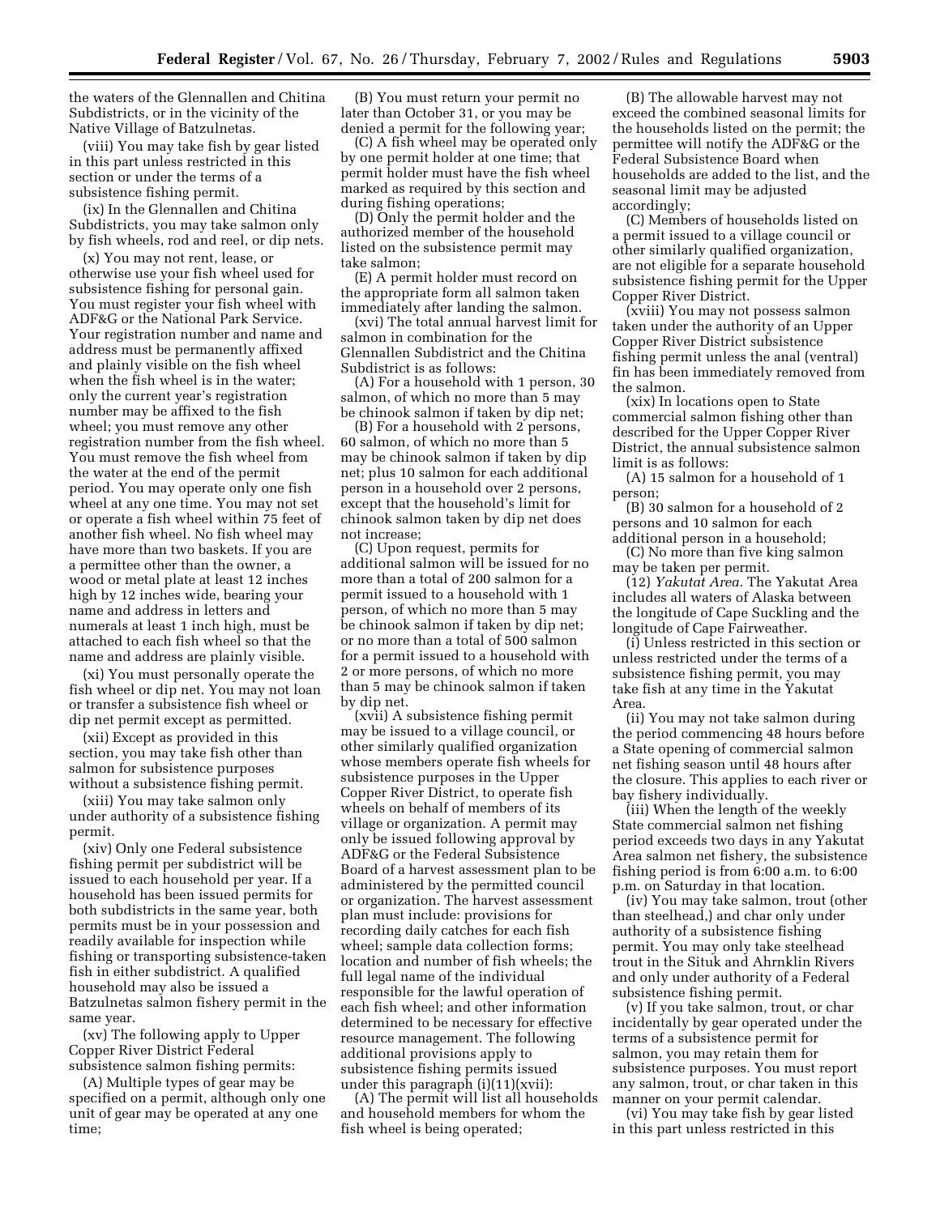the waters of the Glennallen and Chitina Subdistricts, or in the vicinity of the Native Village of Batzulnetas.

(viii) You may take fish by gear listed in this part unless restricted in this section or under the terms of a subsistence fishing permit.

(ix) In the Glennallen and Chitina Subdistricts, you may take salmon only by fish wheels, rod and reel, or dip nets.

(x) You may not rent, lease, or otherwise use your fish wheel used for subsistence fishing for personal gain. You must register your fish wheel with ADF&G or the National Park Service. Your registration number and name and address must be permanently affixed and plainly visible on the fish wheel when the fish wheel is in the water; only the current year's registration number may be affixed to the fish wheel; you must remove any other registration number from the fish wheel. You must remove the fish wheel from the water at the end of the permit period. You may operate only one fish wheel at any one time. You may not set or operate a fish wheel within 75 feet of another fish wheel. No fish wheel may have more than two baskets. If you are a permittee other than the owner, a wood or metal plate at least 12 inches high by 12 inches wide, bearing your name and address in letters and numerals at least 1 inch high, must be attached to each fish wheel so that the name and address are plainly visible.

(xi) You must personally operate the fish wheel or dip net. You may not loan or transfer a subsistence fish wheel or dip net permit except as permitted.

(xii) Except as provided in this section, you may take fish other than salmon for subsistence purposes without a subsistence fishing permit.

(xiii) You may take salmon only under authority of a subsistence fishing permit.

(xiv) Only one Federal subsistence fishing permit per subdistrict will be issued to each household per year. If a household has been issued permits for both subdistricts in the same year, both permits must be in your possession and readily available for inspection while fishing or transporting subsistence-taken fish in either subdistrict. A qualified household may also be issued a Batzulnetas salmon fishery permit in the same year.

(xv) The following apply to Upper Copper River District Federal subsistence salmon fishing permits:

(A) Multiple types of gear may be specified on a permit, although only one unit of gear may be operated at any one time;

(B) You must return your permit no later than October 31, or you may be denied a permit for the following year;

(C) A fish wheel may be operated only by one permit holder at one time; that permit holder must have the fish wheel marked as required by this section and during fishing operations;

(D) Only the permit holder and the authorized member of the household listed on the subsistence permit may take salmon;

(E) A permit holder must record on the appropriate form all salmon taken immediately after landing the salmon.

(xvi) The total annual harvest limit for salmon in combination for the Glennallen Subdistrict and the Chitina Subdistrict is as follows:

(A) For a household with 1 person, 30 salmon, of which no more than 5 may be chinook salmon if taken by dip net;

(B) For a household with 2 persons, 60 salmon, of which no more than 5 may be chinook salmon if taken by dip net; plus 10 salmon for each additional person in a household over 2 persons, except that the household's limit for chinook salmon taken by dip net does not increase;

(C) Upon request, permits for additional salmon will be issued for no more than a total of 200 salmon for a permit issued to a household with 1 person, of which no more than 5 may be chinook salmon if taken by dip net; or no more than a total of 500 salmon for a permit issued to a household with 2 or more persons, of which no more than 5 may be chinook salmon if taken by dip net.

(xvii) A subsistence fishing permit may be issued to a village council, or other similarly qualified organization whose members operate fish wheels for subsistence purposes in the Upper Copper River District, to operate fish wheels on behalf of members of its village or organization. A permit may only be issued following approval by ADF&G or the Federal Subsistence Board of a harvest assessment plan to be administered by the permitted council or organization. The harvest assessment plan must include: provisions for recording daily catches for each fish wheel; sample data collection forms; location and number of fish wheels; the full legal name of the individual responsible for the lawful operation of each fish wheel; and other information determined to be necessary for effective resource management. The following additional provisions apply to subsistence fishing permits issued under this paragraph (i)(11)(xvii):

(A) The permit will list all households and household members for whom the fish wheel is being operated;

(B) The allowable harvest may not exceed the combined seasonal limits for the households listed on the permit; the permittee will notify the ADF&G or the Federal Subsistence Board when households are added to the list, and the seasonal limit may be adjusted accordingly;

(C) Members of households listed on a permit issued to a village council or other similarly qualified organization, are not eligible for a separate household subsistence fishing permit for the Upper Copper River District.

(xviii) You may not possess salmon taken under the authority of an Upper Copper River District subsistence fishing permit unless the anal (ventral) fin has been immediately removed from the salmon.

(xix) In locations open to State commercial salmon fishing other than described for the Upper Copper River District, the annual subsistence salmon limit is as follows:

(A) 15 salmon for a household of 1 person;

(B) 30 salmon for a household of 2 persons and 10 salmon for each additional person in a household;

(C) No more than five king salmon may be taken per permit.

(12) *Yakutat Area.* The Yakutat Area includes all waters of Alaska between the longitude of Cape Suckling and the longitude of Cape Fairweather.

(i) Unless restricted in this section or unless restricted under the terms of a subsistence fishing permit, you may take fish at any time in the Yakutat Area.

(ii) You may not take salmon during the period commencing 48 hours before a State opening of commercial salmon net fishing season until 48 hours after the closure. This applies to each river or bay fishery individually.

(iii) When the length of the weekly State commercial salmon net fishing period exceeds two days in any Yakutat Area salmon net fishery, the subsistence fishing period is from 6:00 a.m. to 6:00 p.m. on Saturday in that location.

(iv) You may take salmon, trout (other than steelhead,) and char only under authority of a subsistence fishing permit. You may only take steelhead trout in the Situk and Ahrnklin Rivers and only under authority of a Federal subsistence fishing permit.

(v) If you take salmon, trout, or char incidentally by gear operated under the terms of a subsistence permit for salmon, you may retain them for subsistence purposes. You must report any salmon, trout, or char taken in this manner on your permit calendar.

(vi) You may take fish by gear listed in this part unless restricted in this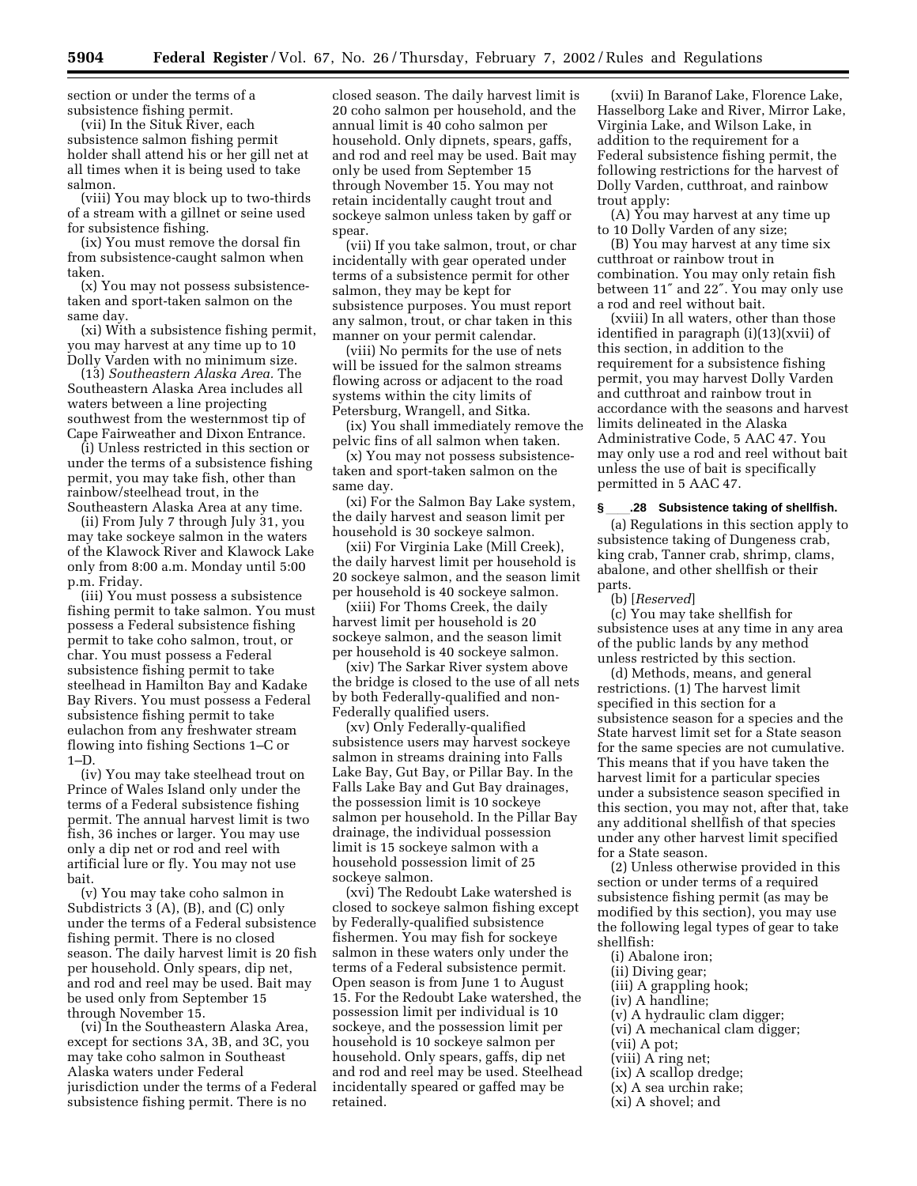section or under the terms of a subsistence fishing permit.

(vii) In the Situk River, each subsistence salmon fishing permit holder shall attend his or her gill net at all times when it is being used to take salmon.

(viii) You may block up to two-thirds of a stream with a gillnet or seine used for subsistence fishing.

(ix) You must remove the dorsal fin from subsistence-caught salmon when taken.

(x) You may not possess subsistence-taken and sport-taken salmon on the same day.

(xi) With a subsistence fishing permit, you may harvest at any time up to 10 Dolly Varden with no minimum size.

(13) *Southeastern Alaska Area.* The Southeastern Alaska Area includes all waters between a line projecting southwest from the westernmost tip of Cape Fairweather and Dixon Entrance.

(i) Unless restricted in this section or under the terms of a subsistence fishing permit, you may take fish, other than rainbow/steelhead trout, in the Southeastern Alaska Area at any time.

(ii) From July 7 through July 31, you may take sockeye salmon in the waters of the Klawock River and Klawock Lake only from 8:00 a.m. Monday until 5:00 p.m. Friday.

(iii) You must possess a subsistence fishing permit to take salmon. You must possess a Federal subsistence fishing permit to take coho salmon, trout, or char. You must possess a Federal subsistence fishing permit to take steelhead in Hamilton Bay and Kadake Bay Rivers. You must possess a Federal subsistence fishing permit to take eulachon from any freshwater stream flowing into fishing Sections 1–C or 1–D.

(iv) You may take steelhead trout on Prince of Wales Island only under the terms of a Federal subsistence fishing permit. The annual harvest limit is two fish, 36 inches or larger. You may use only a dip net or rod and reel with artificial lure or fly. You may not use bait.

(v) You may take coho salmon in Subdistricts 3 (A), (B), and (C) only under the terms of a Federal subsistence fishing permit. There is no closed season. The daily harvest limit is 20 fish per household. Only spears, dip net, and rod and reel may be used. Bait may be used only from September 15 through November 15.

(vi) In the Southeastern Alaska Area, except for sections 3A, 3B, and 3C, you may take coho salmon in Southeast Alaska waters under Federal jurisdiction under the terms of a Federal subsistence fishing permit. There is no closed season. The daily harvest limit is 20 coho salmon per household, and the annual limit is 40 coho salmon per household. Only dipnets, spears, gaffs, and rod and reel may be used. Bait may only be used from September 15 through November 15. You may not retain incidentally caught trout and sockeye salmon unless taken by gaff or spear.

(vii) If you take salmon, trout, or char incidentally with gear operated under terms of a subsistence permit for other salmon, they may be kept for subsistence purposes. You must report any salmon, trout, or char taken in this manner on your permit calendar.

(viii) No permits for the use of nets will be issued for the salmon streams flowing across or adjacent to the road systems within the city limits of Petersburg, Wrangell, and Sitka.

(ix) You shall immediately remove the pelvic fins of all salmon when taken.

(x) You may not possess subsistence-taken and sport-taken salmon on the same day.

(xi) For the Salmon Bay Lake system, the daily harvest and season limit per household is 30 sockeye salmon.

(xii) For Virginia Lake (Mill Creek), the daily harvest limit per household is 20 sockeye salmon, and the season limit per household is 40 sockeye salmon.

(xiii) For Thoms Creek, the daily harvest limit per household is 20 sockeye salmon, and the season limit per household is 40 sockeye salmon.

(xiv) The Sarkar River system above the bridge is closed to the use of all nets by both Federally-qualified and non-Federally qualified users.

(xv) Only Federally-qualified subsistence users may harvest sockeye salmon in streams draining into Falls Lake Bay, Gut Bay, or Pillar Bay. In the Falls Lake Bay and Gut Bay drainages, the possession limit is 10 sockeye salmon per household. In the Pillar Bay drainage, the individual possession limit is 15 sockeye salmon with a household possession limit of 25 sockeye salmon.

(xvi) The Redoubt Lake watershed is closed to sockeye salmon fishing except by Federally-qualified subsistence fishermen. You may fish for sockeye salmon in these waters only under the terms of a Federal subsistence permit. Open season is from June 1 to August 15. For the Redoubt Lake watershed, the possession limit per individual is 10 sockeye, and the possession limit per household is 10 sockeye salmon per household. Only spears, gaffs, dip net and rod and reel may be used. Steelhead incidentally speared or gaffed may be retained.

(xvii) In Baranof Lake, Florence Lake, Hasselborg Lake and River, Mirror Lake, Virginia Lake, and Wilson Lake, in addition to the requirement for a Federal subsistence fishing permit, the following restrictions for the harvest of Dolly Varden, cutthroat, and rainbow trout apply:

(A) You may harvest at any time up to 10 Dolly Varden of any size;

(B) You may harvest at any time six cutthroat or rainbow trout in combination. You may only retain fish between 11″ and 22″. You may only use a rod and reel without bait.

(xviii) In all waters, other than those identified in paragraph (i)(13)(xvii) of this section, in addition to the requirement for a subsistence fishing permit, you may harvest Dolly Varden and cutthroat and rainbow trout in accordance with the seasons and harvest limits delineated in the Alaska Administrative Code, 5 AAC 47. You may only use a rod and reel without bait unless the use of bait is specifically permitted in 5 AAC 47.

### § ___.28 Subsistence taking of shellfish.

(a) Regulations in this section apply to subsistence taking of Dungeness crab, king crab, Tanner crab, shrimp, clams, abalone, and other shellfish or their parts.

(b) [*Reserved*]

(c) You may take shellfish for subsistence uses at any time in any area of the public lands by any method unless restricted by this section.

(d) Methods, means, and general restrictions. (1) The harvest limit specified in this section for a subsistence season for a species and the State harvest limit set for a State season for the same species are not cumulative. This means that if you have taken the harvest limit for a particular species under a subsistence season specified in this section, you may not, after that, take any additional shellfish of that species under any other harvest limit specified for a State season.

(2) Unless otherwise provided in this section or under terms of a required subsistence fishing permit (as may be modified by this section), you may use the following legal types of gear to take shellfish:

(i) Abalone iron;
(ii) Diving gear;
(iii) A grappling hook;
(iv) A handline;
(v) A hydraulic clam digger;
(vi) A mechanical clam digger;
(vii) A pot;
(viii) A ring net;
(ix) A scallop dredge;
(x) A sea urchin rake;
(xi) A shovel; and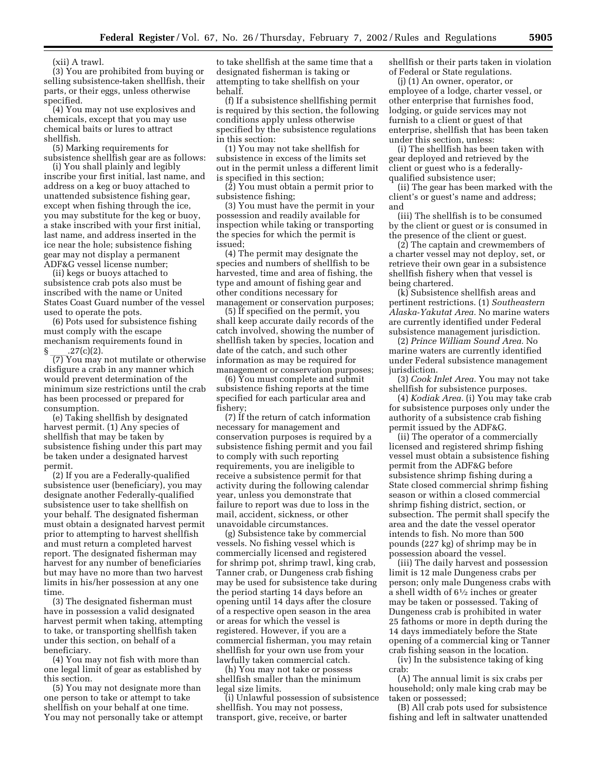(xii) A trawl.

(3) You are prohibited from buying or selling subsistence-taken shellfish, their parts, or their eggs, unless otherwise specified.

(4) You may not use explosives and chemicals, except that you may use chemical baits or lures to attract shellfish.

(5) Marking requirements for subsistence shellfish gear are as follows:

(i) You shall plainly and legibly inscribe your first initial, last name, and address on a keg or buoy attached to unattended subsistence fishing gear, except when fishing through the ice, you may substitute for the keg or buoy, a stake inscribed with your first initial, last name, and address inserted in the ice near the hole; subsistence fishing gear may not display a permanent ADF&G vessel license number;

(ii) kegs or buoys attached to subsistence crab pots also must be inscribed with the name or United States Coast Guard number of the vessel used to operate the pots.

(6) Pots used for subsistence fishing must comply with the escape mechanism requirements found in § ___.27(c)(2).

(7) You may not mutilate or otherwise disfigure a crab in any manner which would prevent determination of the minimum size restrictions until the crab has been processed or prepared for consumption.

(e) Taking shellfish by designated harvest permit. (1) Any species of shellfish that may be taken by subsistence fishing under this part may be taken under a designated harvest permit.

(2) If you are a Federally-qualified subsistence user (beneficiary), you may designate another Federally-qualified subsistence user to take shellfish on your behalf. The designated fisherman must obtain a designated harvest permit prior to attempting to harvest shellfish and must return a completed harvest report. The designated fisherman may harvest for any number of beneficiaries but may have no more than two harvest limits in his/her possession at any one time.

(3) The designated fisherman must have in possession a valid designated harvest permit when taking, attempting to take, or transporting shellfish taken under this section, on behalf of a beneficiary.

(4) You may not fish with more than one legal limit of gear as established by this section.

(5) You may not designate more than one person to take or attempt to take shellfish on your behalf at one time. You may not personally take or attempt to take shellfish at the same time that a designated fisherman is taking or attempting to take shellfish on your behalf.

(f) If a subsistence shellfishing permit is required by this section, the following conditions apply unless otherwise specified by the subsistence regulations in this section:

(1) You may not take shellfish for subsistence in excess of the limits set out in the permit unless a different limit is specified in this section;

(2) You must obtain a permit prior to subsistence fishing;

(3) You must have the permit in your possession and readily available for inspection while taking or transporting the species for which the permit is issued;

(4) The permit may designate the species and numbers of shellfish to be harvested, time and area of fishing, the type and amount of fishing gear and other conditions necessary for management or conservation purposes;

(5) If specified on the permit, you shall keep accurate daily records of the catch involved, showing the number of shellfish taken by species, location and date of the catch, and such other information as may be required for management or conservation purposes;

(6) You must complete and submit subsistence fishing reports at the time specified for each particular area and fishery;

(7) If the return of catch information necessary for management and conservation purposes is required by a subsistence fishing permit and you fail to comply with such reporting requirements, you are ineligible to receive a subsistence permit for that activity during the following calendar year, unless you demonstrate that failure to report was due to loss in the mail, accident, sickness, or other unavoidable circumstances.

(g) Subsistence take by commercial vessels. No fishing vessel which is commercially licensed and registered for shrimp pot, shrimp trawl, king crab, Tanner crab, or Dungeness crab fishing may be used for subsistence take during the period starting 14 days before an opening until 14 days after the closure of a respective open season in the area or areas for which the vessel is registered. However, if you are a commercial fisherman, you may retain shellfish for your own use from your lawfully taken commercial catch.

(h) You may not take or possess shellfish smaller than the minimum legal size limits.

(i) Unlawful possession of subsistence shellfish. You may not possess, transport, give, receive, or barter shellfish or their parts taken in violation of Federal or State regulations.

(j) (1) An owner, operator, or employee of a lodge, charter vessel, or other enterprise that furnishes food, lodging, or guide services may not furnish to a client or guest of that enterprise, shellfish that has been taken under this section, unless:

(i) The shellfish has been taken with gear deployed and retrieved by the client or guest who is a federally-qualified subsistence user;

(ii) The gear has been marked with the client's or guest's name and address; and

(iii) The shellfish is to be consumed by the client or guest or is consumed in the presence of the client or guest.

(2) The captain and crewmembers of a charter vessel may not deploy, set, or retrieve their own gear in a subsistence shellfish fishery when that vessel is being chartered.

(k) Subsistence shellfish areas and pertinent restrictions. (1) *Southeastern Alaska-Yakutat Area.* No marine waters are currently identified under Federal subsistence management jurisdiction.

(2) *Prince William Sound Area.* No marine waters are currently identified under Federal subsistence management jurisdiction.

(3) *Cook Inlet Area.* You may not take shellfish for subsistence purposes.

(4) *Kodiak Area.* (i) You may take crab for subsistence purposes only under the authority of a subsistence crab fishing permit issued by the ADF&G.

(ii) The operator of a commercially licensed and registered shrimp fishing vessel must obtain a subsistence fishing permit from the ADF&G before subsistence shrimp fishing during a State closed commercial shrimp fishing season or within a closed commercial shrimp fishing district, section, or subsection. The permit shall specify the area and the date the vessel operator intends to fish. No more than 500 pounds (227 kg) of shrimp may be in possession aboard the vessel.

(iii) The daily harvest and possession limit is 12 male Dungeness crabs per person; only male Dungeness crabs with a shell width of 6½ inches or greater may be taken or possessed. Taking of Dungeness crab is prohibited in water 25 fathoms or more in depth during the 14 days immediately before the State opening of a commercial king or Tanner crab fishing season in the location.

(iv) In the subsistence taking of king crab:

(A) The annual limit is six crabs per household; only male king crab may be taken or possessed;

(B) All crab pots used for subsistence fishing and left in saltwater unattended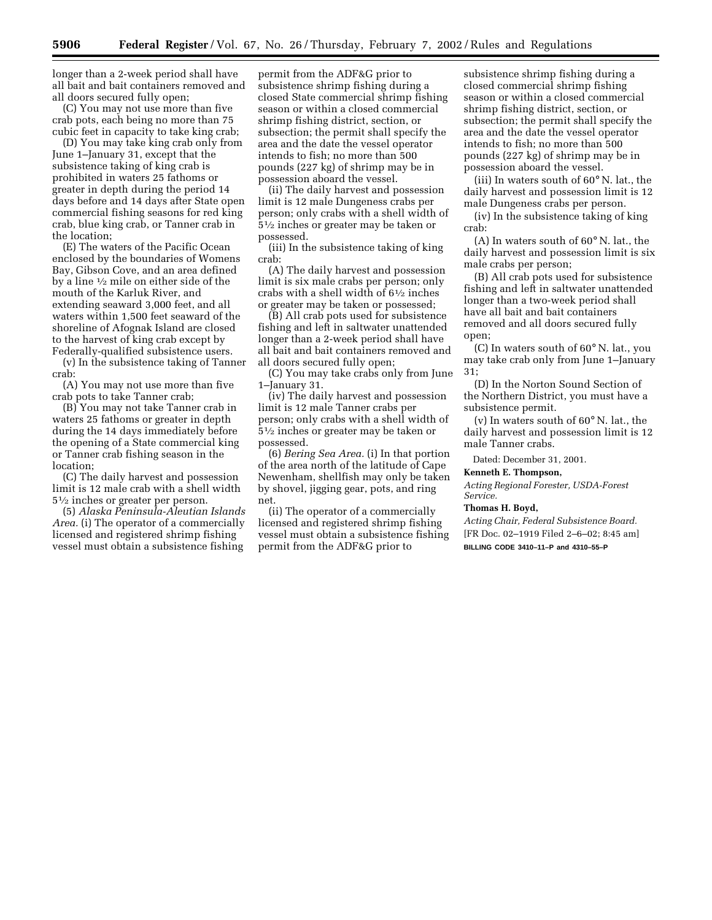longer than a 2-week period shall have all bait and bait containers removed and all doors secured fully open;

(C) You may not use more than five crab pots, each being no more than 75 cubic feet in capacity to take king crab;

(D) You may take king crab only from June 1–January 31, except that the subsistence taking of king crab is prohibited in waters 25 fathoms or greater in depth during the period 14 days before and 14 days after State open commercial fishing seasons for red king crab, blue king crab, or Tanner crab in the location;

(E) The waters of the Pacific Ocean enclosed by the boundaries of Womens Bay, Gibson Cove, and an area defined by a line ½ mile on either side of the mouth of the Karluk River, and extending seaward 3,000 feet, and all waters within 1,500 feet seaward of the shoreline of Afognak Island are closed to the harvest of king crab except by Federally-qualified subsistence users.

(v) In the subsistence taking of Tanner crab:

(A) You may not use more than five crab pots to take Tanner crab;

(B) You may not take Tanner crab in waters 25 fathoms or greater in depth during the 14 days immediately before the opening of a State commercial king or Tanner crab fishing season in the location;

(C) The daily harvest and possession limit is 12 male crab with a shell width 5½ inches or greater per person.

(5) *Alaska Peninsula-Aleutian Islands Area.* (i) The operator of a commercially licensed and registered shrimp fishing vessel must obtain a subsistence fishing permit from the ADF&G prior to subsistence shrimp fishing during a closed State commercial shrimp fishing season or within a closed commercial shrimp fishing district, section, or subsection; the permit shall specify the area and the date the vessel operator intends to fish; no more than 500 pounds (227 kg) of shrimp may be in possession aboard the vessel.

(ii) The daily harvest and possession limit is 12 male Dungeness crabs per person; only crabs with a shell width of 5½ inches or greater may be taken or possessed.

(iii) In the subsistence taking of king crab:

(A) The daily harvest and possession limit is six male crabs per person; only crabs with a shell width of 6½ inches or greater may be taken or possessed;

(B) All crab pots used for subsistence fishing and left in saltwater unattended longer than a 2-week period shall have all bait and bait containers removed and all doors secured fully open;

(C) You may take crabs only from June 1–January 31.

(iv) The daily harvest and possession limit is 12 male Tanner crabs per person; only crabs with a shell width of 5½ inches or greater may be taken or possessed.

(6) *Bering Sea Area.* (i) In that portion of the area north of the latitude of Cape Newenham, shellfish may only be taken by shovel, jigging gear, pots, and ring net.

(ii) The operator of a commercially licensed and registered shrimp fishing vessel must obtain a subsistence fishing permit from the ADF&G prior to subsistence shrimp fishing during a closed commercial shrimp fishing season or within a closed commercial shrimp fishing district, section, or subsection; the permit shall specify the area and the date the vessel operator intends to fish; no more than 500 pounds (227 kg) of shrimp may be in possession aboard the vessel.

(iii) In waters south of 60° N. lat., the daily harvest and possession limit is 12 male Dungeness crabs per person.

(iv) In the subsistence taking of king crab:

(A) In waters south of 60° N. lat., the daily harvest and possession limit is six male crabs per person;

(B) All crab pots used for subsistence fishing and left in saltwater unattended longer than a two-week period shall have all bait and bait containers removed and all doors secured fully open;

(C) In waters south of 60° N. lat., you may take crab only from June 1–January 31;

(D) In the Norton Sound Section of the Northern District, you must have a subsistence permit.

(v) In waters south of 60° N. lat., the daily harvest and possession limit is 12 male Tanner crabs.

Dated: December 31, 2001.

**Kenneth E. Thompson,**

*Acting Regional Forester, USDA-Forest Service.*

**Thomas H. Boyd,**

*Acting Chair, Federal Subsistence Board.*

[FR Doc. 02–1919 Filed 2–6–02; 8:45 am]

BILLING CODE 3410–11–P and 4310–55–P